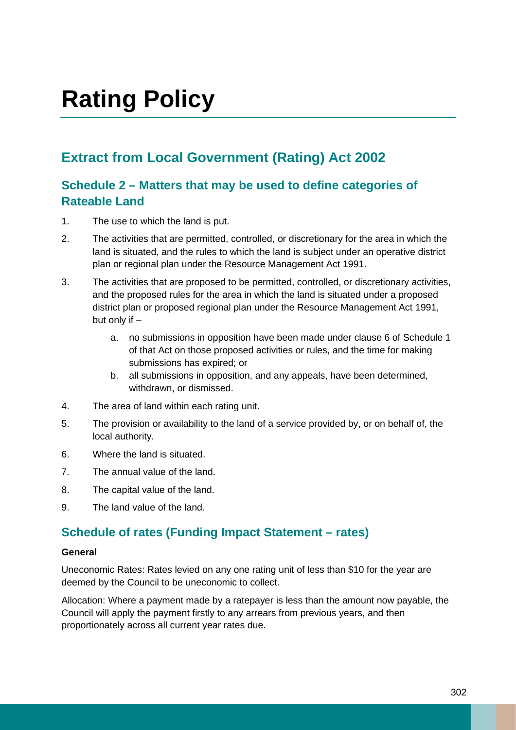# Rating Policy

## Extract from Local Government (Rating) Act 2002

### Schedule 2 – Matters that may be used to define categories of Rateable Land

1. The use to which the land is put.
2. The activities that are permitted, controlled, or discretionary for the area in which the land is situated, and the rules to which the land is subject under an operative district plan or regional plan under the Resource Management Act 1991.
3. The activities that are proposed to be permitted, controlled, or discretionary activities, and the proposed rules for the area in which the land is situated under a proposed district plan or proposed regional plan under the Resource Management Act 1991, but only if –
   a. no submissions in opposition have been made under clause 6 of Schedule 1 of that Act on those proposed activities or rules, and the time for making submissions has expired; or
   b. all submissions in opposition, and any appeals, have been determined, withdrawn, or dismissed.
4. The area of land within each rating unit.
5. The provision or availability to the land of a service provided by, or on behalf of, the local authority.
6. Where the land is situated.
7. The annual value of the land.
8. The capital value of the land.
9. The land value of the land.

### Schedule of rates (Funding Impact Statement – rates)

**General**

Uneconomic Rates: Rates levied on any one rating unit of less than $10 for the year are deemed by the Council to be uneconomic to collect.

Allocation: Where a payment made by a ratepayer is less than the amount now payable, the Council will apply the payment firstly to any arrears from previous years, and then proportionately across all current year rates due.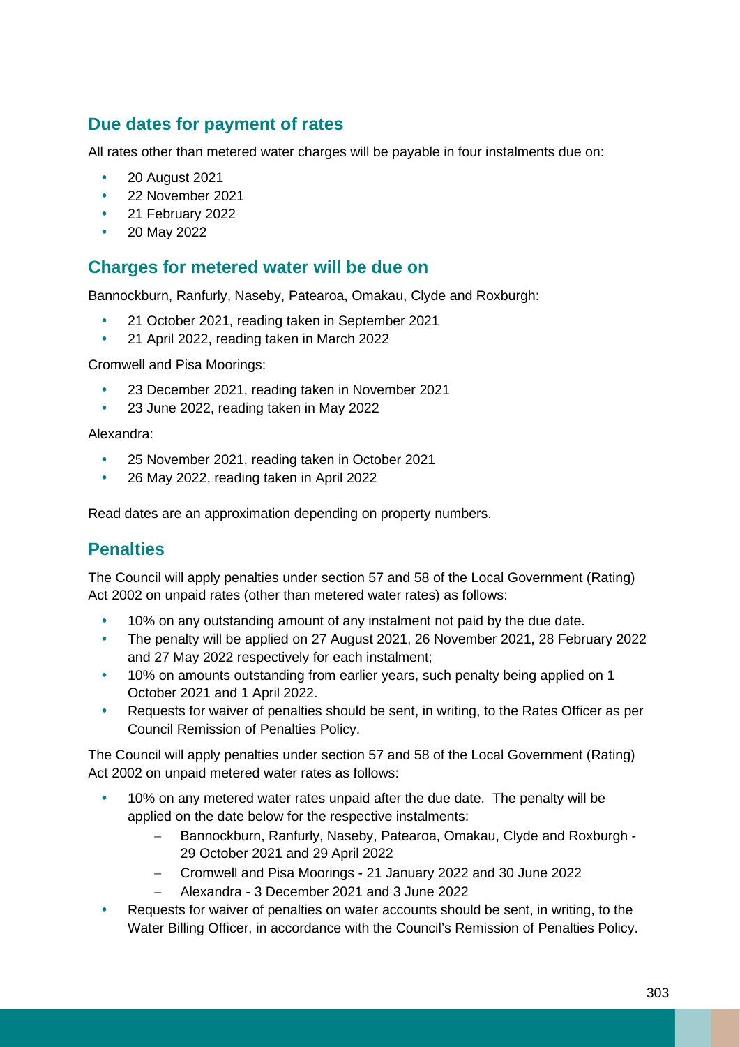## Due dates for payment of rates

All rates other than metered water charges will be payable in four instalments due on:

- 20 August 2021
- 22 November 2021
- 21 February 2022
- 20 May 2022

## Charges for metered water will be due on

Bannockburn, Ranfurly, Naseby, Patearoa, Omakau, Clyde and Roxburgh:

- 21 October 2021, reading taken in September 2021
- 21 April 2022, reading taken in March 2022

Cromwell and Pisa Moorings:

- 23 December 2021, reading taken in November 2021
- 23 June 2022, reading taken in May 2022

Alexandra:

- 25 November 2021, reading taken in October 2021
- 26 May 2022, reading taken in April 2022

Read dates are an approximation depending on property numbers.

## Penalties

The Council will apply penalties under section 57 and 58 of the Local Government (Rating) Act 2002 on unpaid rates (other than metered water rates) as follows:

- 10% on any outstanding amount of any instalment not paid by the due date.
- The penalty will be applied on 27 August 2021, 26 November 2021, 28 February 2022 and 27 May 2022 respectively for each instalment;
- 10% on amounts outstanding from earlier years, such penalty being applied on 1 October 2021 and 1 April 2022.
- Requests for waiver of penalties should be sent, in writing, to the Rates Officer as per Council Remission of Penalties Policy.

The Council will apply penalties under section 57 and 58 of the Local Government (Rating) Act 2002 on unpaid metered water rates as follows:

- 10% on any metered water rates unpaid after the due date. The penalty will be applied on the date below for the respective instalments:
  - Bannockburn, Ranfurly, Naseby, Patearoa, Omakau, Clyde and Roxburgh - 29 October 2021 and 29 April 2022
  - Cromwell and Pisa Moorings - 21 January 2022 and 30 June 2022
  - Alexandra - 3 December 2021 and 3 June 2022
- Requests for waiver of penalties on water accounts should be sent, in writing, to the Water Billing Officer, in accordance with the Council's Remission of Penalties Policy.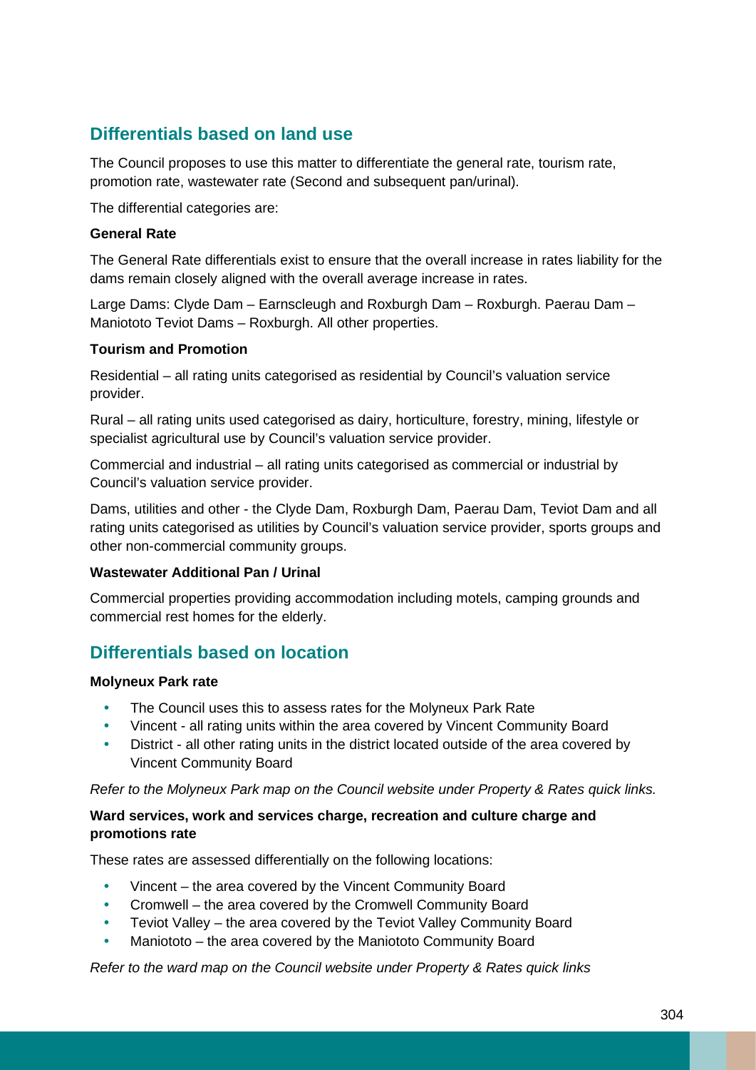## Differentials based on land use

The Council proposes to use this matter to differentiate the general rate, tourism rate, promotion rate, wastewater rate (Second and subsequent pan/urinal).

The differential categories are:

**General Rate**

The General Rate differentials exist to ensure that the overall increase in rates liability for the dams remain closely aligned with the overall average increase in rates.

Large Dams: Clyde Dam – Earnscleugh and Roxburgh Dam – Roxburgh. Paerau Dam – Maniototo Teviot Dams – Roxburgh. All other properties.

**Tourism and Promotion**

Residential – all rating units categorised as residential by Council's valuation service provider.

Rural – all rating units used categorised as dairy, horticulture, forestry, mining, lifestyle or specialist agricultural use by Council's valuation service provider.

Commercial and industrial – all rating units categorised as commercial or industrial by Council's valuation service provider.

Dams, utilities and other - the Clyde Dam, Roxburgh Dam, Paerau Dam, Teviot Dam and all rating units categorised as utilities by Council's valuation service provider, sports groups and other non-commercial community groups.

**Wastewater Additional Pan / Urinal**

Commercial properties providing accommodation including motels, camping grounds and commercial rest homes for the elderly.

## Differentials based on location

**Molyneux Park rate**

- The Council uses this to assess rates for the Molyneux Park Rate
- Vincent - all rating units within the area covered by Vincent Community Board
- District - all other rating units in the district located outside of the area covered by Vincent Community Board

*Refer to the Molyneux Park map on the Council website under Property & Rates quick links.*

**Ward services, work and services charge, recreation and culture charge and promotions rate**

These rates are assessed differentially on the following locations:

- Vincent – the area covered by the Vincent Community Board
- Cromwell – the area covered by the Cromwell Community Board
- Teviot Valley – the area covered by the Teviot Valley Community Board
- Maniototo – the area covered by the Maniototo Community Board

*Refer to the ward map on the Council website under Property & Rates quick links*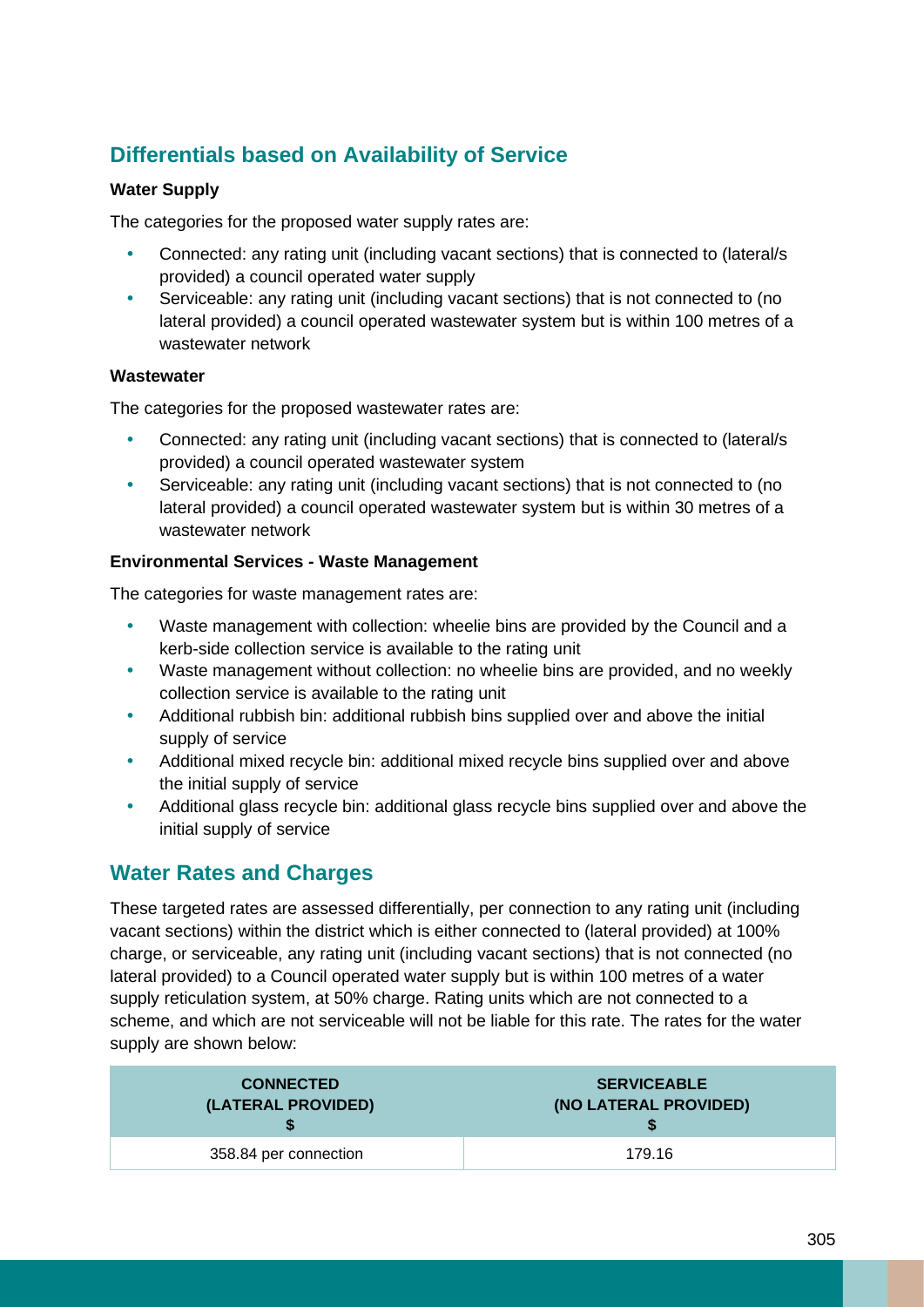## Differentials based on Availability of Service

**Water Supply**

The categories for the proposed water supply rates are:

- Connected: any rating unit (including vacant sections) that is connected to (lateral/s provided) a council operated water supply
- Serviceable: any rating unit (including vacant sections) that is not connected to (no lateral provided) a council operated wastewater system but is within 100 metres of a wastewater network

**Wastewater**

The categories for the proposed wastewater rates are:

- Connected: any rating unit (including vacant sections) that is connected to (lateral/s provided) a council operated wastewater system
- Serviceable: any rating unit (including vacant sections) that is not connected to (no lateral provided) a council operated wastewater system but is within 30 metres of a wastewater network

**Environmental Services - Waste Management**

The categories for waste management rates are:

- Waste management with collection: wheelie bins are provided by the Council and a kerb-side collection service is available to the rating unit
- Waste management without collection: no wheelie bins are provided, and no weekly collection service is available to the rating unit
- Additional rubbish bin: additional rubbish bins supplied over and above the initial supply of service
- Additional mixed recycle bin: additional mixed recycle bins supplied over and above the initial supply of service
- Additional glass recycle bin: additional glass recycle bins supplied over and above the initial supply of service

## Water Rates and Charges

These targeted rates are assessed differentially, per connection to any rating unit (including vacant sections) within the district which is either connected to (lateral provided) at 100% charge, or serviceable, any rating unit (including vacant sections) that is not connected (no lateral provided) to a Council operated water supply but is within 100 metres of a water supply reticulation system, at 50% charge. Rating units which are not connected to a scheme, and which are not serviceable will not be liable for this rate. The rates for the water supply are shown below:

| CONNECTED (LATERAL PROVIDED) $ | SERVICEABLE (NO LATERAL PROVIDED) $ |
|---|---|
| 358.84 per connection | 179.16 |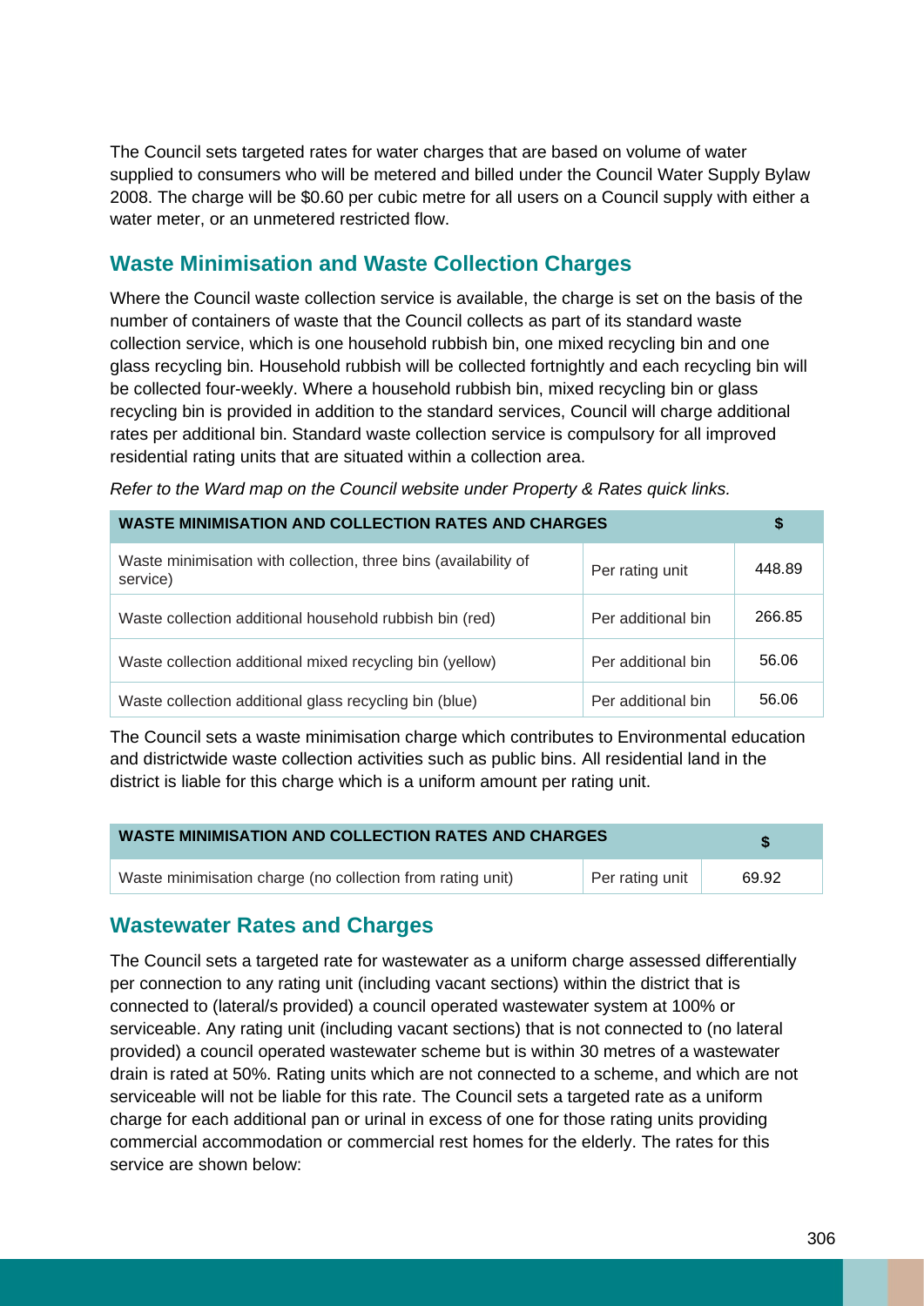The Council sets targeted rates for water charges that are based on volume of water supplied to consumers who will be metered and billed under the Council Water Supply Bylaw 2008. The charge will be $0.60 per cubic metre for all users on a Council supply with either a water meter, or an unmetered restricted flow.

## Waste Minimisation and Waste Collection Charges

Where the Council waste collection service is available, the charge is set on the basis of the number of containers of waste that the Council collects as part of its standard waste collection service, which is one household rubbish bin, one mixed recycling bin and one glass recycling bin. Household rubbish will be collected fortnightly and each recycling bin will be collected four-weekly. Where a household rubbish bin, mixed recycling bin or glass recycling bin is provided in addition to the standard services, Council will charge additional rates per additional bin. Standard waste collection service is compulsory for all improved residential rating units that are situated within a collection area.

*Refer to the Ward map on the Council website under Property & Rates quick links.*

| WASTE MINIMISATION AND COLLECTION RATES AND CHARGES | | $ |
|---|---|---|
| Waste minimisation with collection, three bins (availability of service) | Per rating unit | 448.89 |
| Waste collection additional household rubbish bin (red) | Per additional bin | 266.85 |
| Waste collection additional mixed recycling bin (yellow) | Per additional bin | 56.06 |
| Waste collection additional glass recycling bin (blue) | Per additional bin | 56.06 |

The Council sets a waste minimisation charge which contributes to Environmental education and districtwide waste collection activities such as public bins. All residential land in the district is liable for this charge which is a uniform amount per rating unit.

| WASTE MINIMISATION AND COLLECTION RATES AND CHARGES | | $ |
|---|---|---|
| Waste minimisation charge (no collection from rating unit) | Per rating unit | 69.92 |

## Wastewater Rates and Charges

The Council sets a targeted rate for wastewater as a uniform charge assessed differentially per connection to any rating unit (including vacant sections) within the district that is connected to (lateral/s provided) a council operated wastewater system at 100% or serviceable. Any rating unit (including vacant sections) that is not connected to (no lateral provided) a council operated wastewater scheme but is within 30 metres of a wastewater drain is rated at 50%. Rating units which are not connected to a scheme, and which are not serviceable will not be liable for this rate. The Council sets a targeted rate as a uniform charge for each additional pan or urinal in excess of one for those rating units providing commercial accommodation or commercial rest homes for the elderly. The rates for this service are shown below: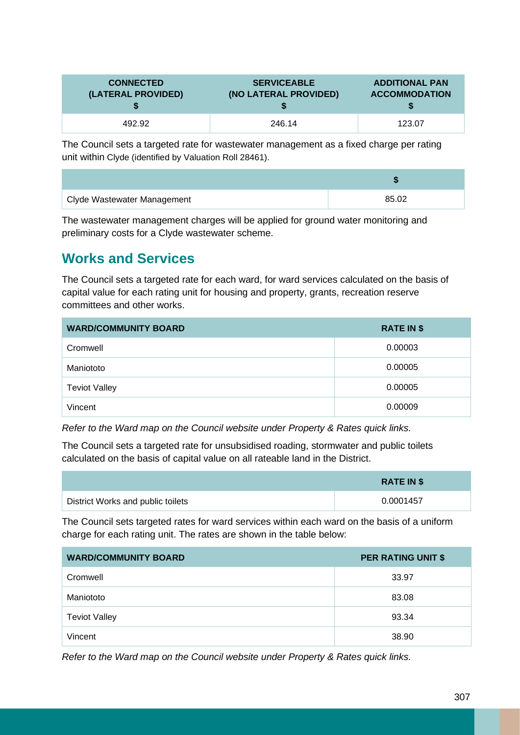| CONNECTED (LATERAL PROVIDED) $ | SERVICEABLE (NO LATERAL PROVIDED) $ | ADDITIONAL PAN ACCOMMODATION $ |
|---|---|---|
| 492.92 | 246.14 | 123.07 |

The Council sets a targeted rate for wastewater management as a fixed charge per rating unit within Clyde (identified by Valuation Roll 28461).

| | $ |
|---|---|
| Clyde Wastewater Management | 85.02 |

The wastewater management charges will be applied for ground water monitoring and preliminary costs for a Clyde wastewater scheme.

## Works and Services

The Council sets a targeted rate for each ward, for ward services calculated on the basis of capital value for each rating unit for housing and property, grants, recreation reserve committees and other works.

| WARD/COMMUNITY BOARD | RATE IN $ |
|---|---|
| Cromwell | 0.00003 |
| Maniototo | 0.00005 |
| Teviot Valley | 0.00005 |
| Vincent | 0.00009 |

*Refer to the Ward map on the Council website under Property & Rates quick links.*

The Council sets a targeted rate for unsubsidised roading, stormwater and public toilets calculated on the basis of capital value on all rateable land in the District.

| | RATE IN $ |
|---|---|
| District Works and public toilets | 0.0001457 |

The Council sets targeted rates for ward services within each ward on the basis of a uniform charge for each rating unit. The rates are shown in the table below:

| WARD/COMMUNITY BOARD | PER RATING UNIT $ |
|---|---|
| Cromwell | 33.97 |
| Maniototo | 83.08 |
| Teviot Valley | 93.34 |
| Vincent | 38.90 |

*Refer to the Ward map on the Council website under Property & Rates quick links.*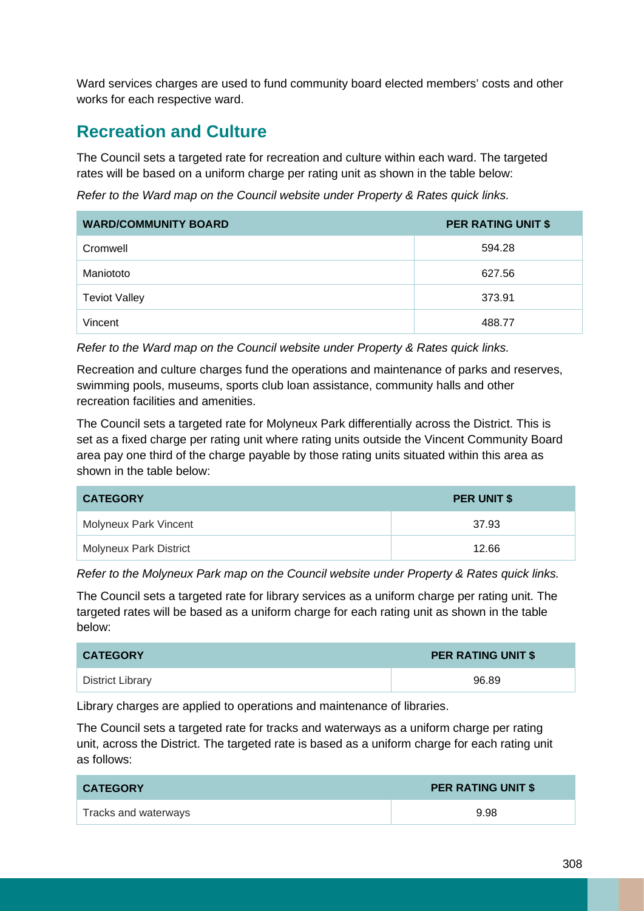Ward services charges are used to fund community board elected members' costs and other works for each respective ward.

## Recreation and Culture

The Council sets a targeted rate for recreation and culture within each ward. The targeted rates will be based on a uniform charge per rating unit as shown in the table below:

*Refer to the Ward map on the Council website under Property & Rates quick links.*

| WARD/COMMUNITY BOARD | PER RATING UNIT $ |
|---|---|
| Cromwell | 594.28 |
| Maniototo | 627.56 |
| Teviot Valley | 373.91 |
| Vincent | 488.77 |

*Refer to the Ward map on the Council website under Property & Rates quick links.*

Recreation and culture charges fund the operations and maintenance of parks and reserves, swimming pools, museums, sports club loan assistance, community halls and other recreation facilities and amenities.

The Council sets a targeted rate for Molyneux Park differentially across the District. This is set as a fixed charge per rating unit where rating units outside the Vincent Community Board area pay one third of the charge payable by those rating units situated within this area as shown in the table below:

| CATEGORY | PER UNIT $ |
|---|---|
| Molyneux Park Vincent | 37.93 |
| Molyneux Park District | 12.66 |

*Refer to the Molyneux Park map on the Council website under Property & Rates quick links.*

The Council sets a targeted rate for library services as a uniform charge per rating unit. The targeted rates will be based as a uniform charge for each rating unit as shown in the table below:

| CATEGORY | PER RATING UNIT $ |
|---|---|
| District Library | 96.89 |

Library charges are applied to operations and maintenance of libraries.

The Council sets a targeted rate for tracks and waterways as a uniform charge per rating unit, across the District. The targeted rate is based as a uniform charge for each rating unit as follows:

| CATEGORY | PER RATING UNIT $ |
|---|---|
| Tracks and waterways | 9.98 |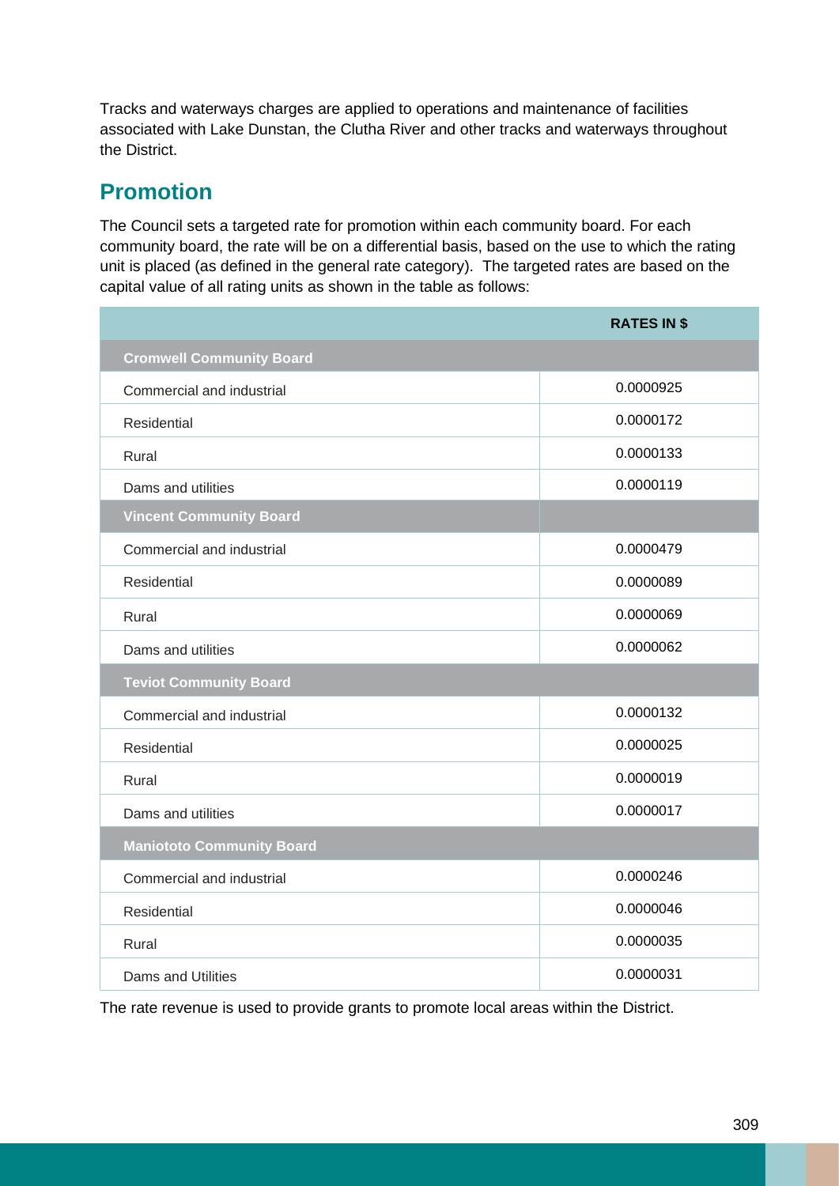Tracks and waterways charges are applied to operations and maintenance of facilities associated with Lake Dunstan, the Clutha River and other tracks and waterways throughout the District.

## Promotion

The Council sets a targeted rate for promotion within each community board. For each community board, the rate will be on a differential basis, based on the use to which the rating unit is placed (as defined in the general rate category). The targeted rates are based on the capital value of all rating units as shown in the table as follows:

| | RATES IN $ |
|---|---|
| **Cromwell Community Board** | |
| Commercial and industrial | 0.0000925 |
| Residential | 0.0000172 |
| Rural | 0.0000133 |
| Dams and utilities | 0.0000119 |
| **Vincent Community Board** | |
| Commercial and industrial | 0.0000479 |
| Residential | 0.0000089 |
| Rural | 0.0000069 |
| Dams and utilities | 0.0000062 |
| **Teviot Community Board** | |
| Commercial and industrial | 0.0000132 |
| Residential | 0.0000025 |
| Rural | 0.0000019 |
| Dams and utilities | 0.0000017 |
| **Maniototo Community Board** | |
| Commercial and industrial | 0.0000246 |
| Residential | 0.0000046 |
| Rural | 0.0000035 |
| Dams and Utilities | 0.0000031 |

The rate revenue is used to provide grants to promote local areas within the District.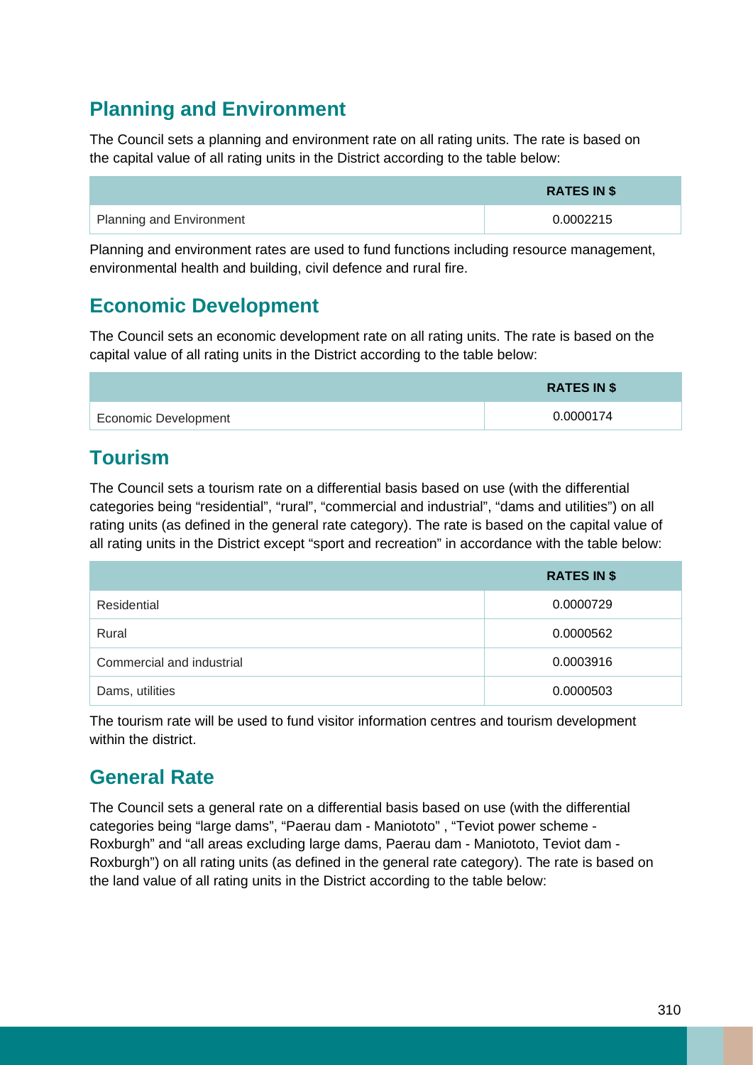## Planning and Environment

The Council sets a planning and environment rate on all rating units. The rate is based on the capital value of all rating units in the District according to the table below:

| | RATES IN $ |
|---|---|
| Planning and Environment | 0.0002215 |

Planning and environment rates are used to fund functions including resource management, environmental health and building, civil defence and rural fire.

## Economic Development

The Council sets an economic development rate on all rating units. The rate is based on the capital value of all rating units in the District according to the table below:

| | RATES IN $ |
|---|---|
| Economic Development | 0.0000174 |

## Tourism

The Council sets a tourism rate on a differential basis based on use (with the differential categories being "residential", "rural", "commercial and industrial", "dams and utilities") on all rating units (as defined in the general rate category). The rate is based on the capital value of all rating units in the District except "sport and recreation" in accordance with the table below:

| | RATES IN $ |
|---|---|
| Residential | 0.0000729 |
| Rural | 0.0000562 |
| Commercial and industrial | 0.0003916 |
| Dams, utilities | 0.0000503 |

The tourism rate will be used to fund visitor information centres and tourism development within the district.

## General Rate

The Council sets a general rate on a differential basis based on use (with the differential categories being "large dams", "Paerau dam - Maniototo" , "Teviot power scheme - Roxburgh" and "all areas excluding large dams, Paerau dam - Maniototo, Teviot dam - Roxburgh") on all rating units (as defined in the general rate category). The rate is based on the land value of all rating units in the District according to the table below: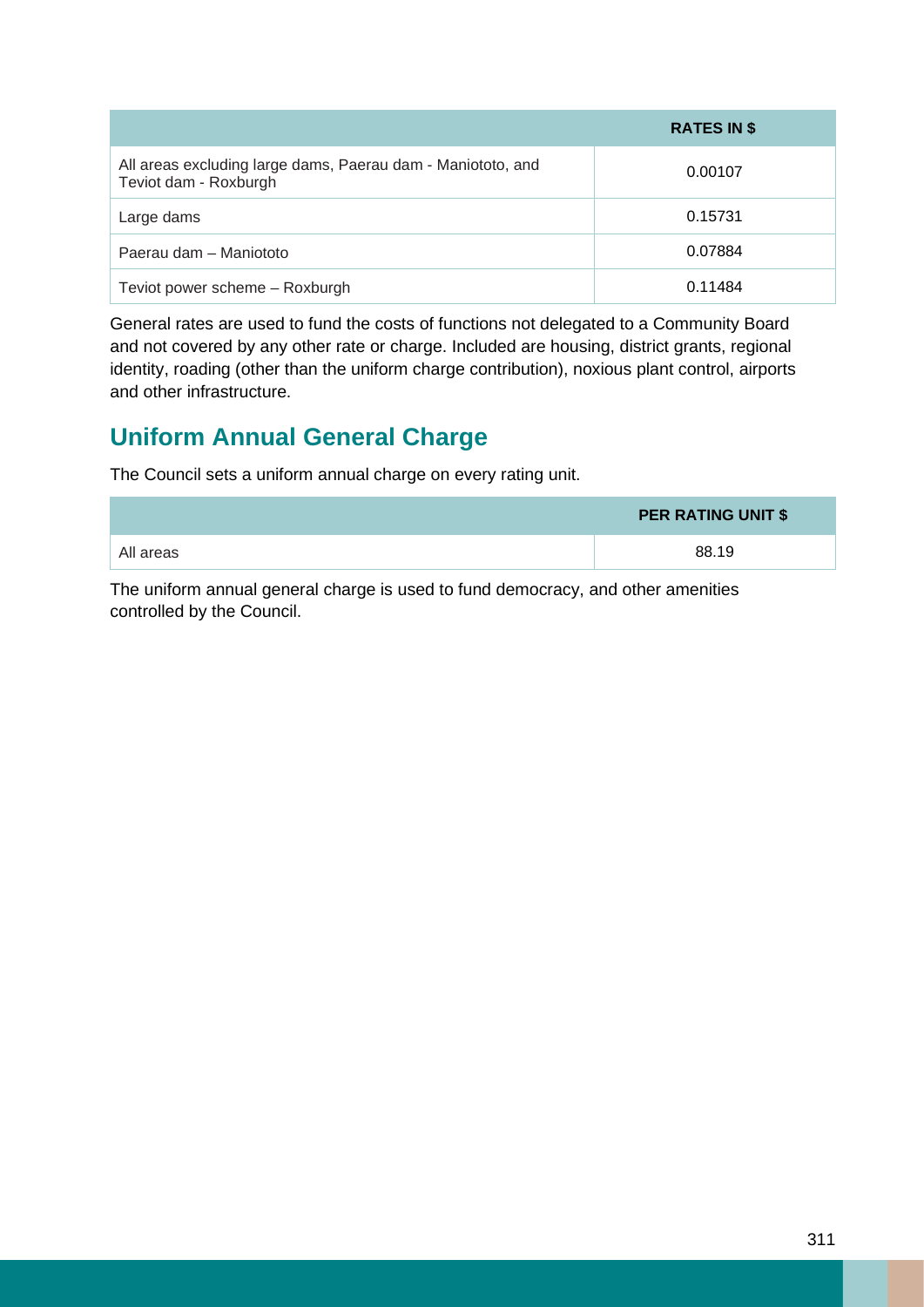| | RATES IN $ |
|---|---|
| All areas excluding large dams, Paerau dam - Maniototo, and Teviot dam - Roxburgh | 0.00107 |
| Large dams | 0.15731 |
| Paerau dam – Maniototo | 0.07884 |
| Teviot power scheme – Roxburgh | 0.11484 |

General rates are used to fund the costs of functions not delegated to a Community Board and not covered by any other rate or charge. Included are housing, district grants, regional identity, roading (other than the uniform charge contribution), noxious plant control, airports and other infrastructure.

## Uniform Annual General Charge

The Council sets a uniform annual charge on every rating unit.

| | PER RATING UNIT $ |
|---|---|
| All areas | 88.19 |

The uniform annual general charge is used to fund democracy, and other amenities controlled by the Council.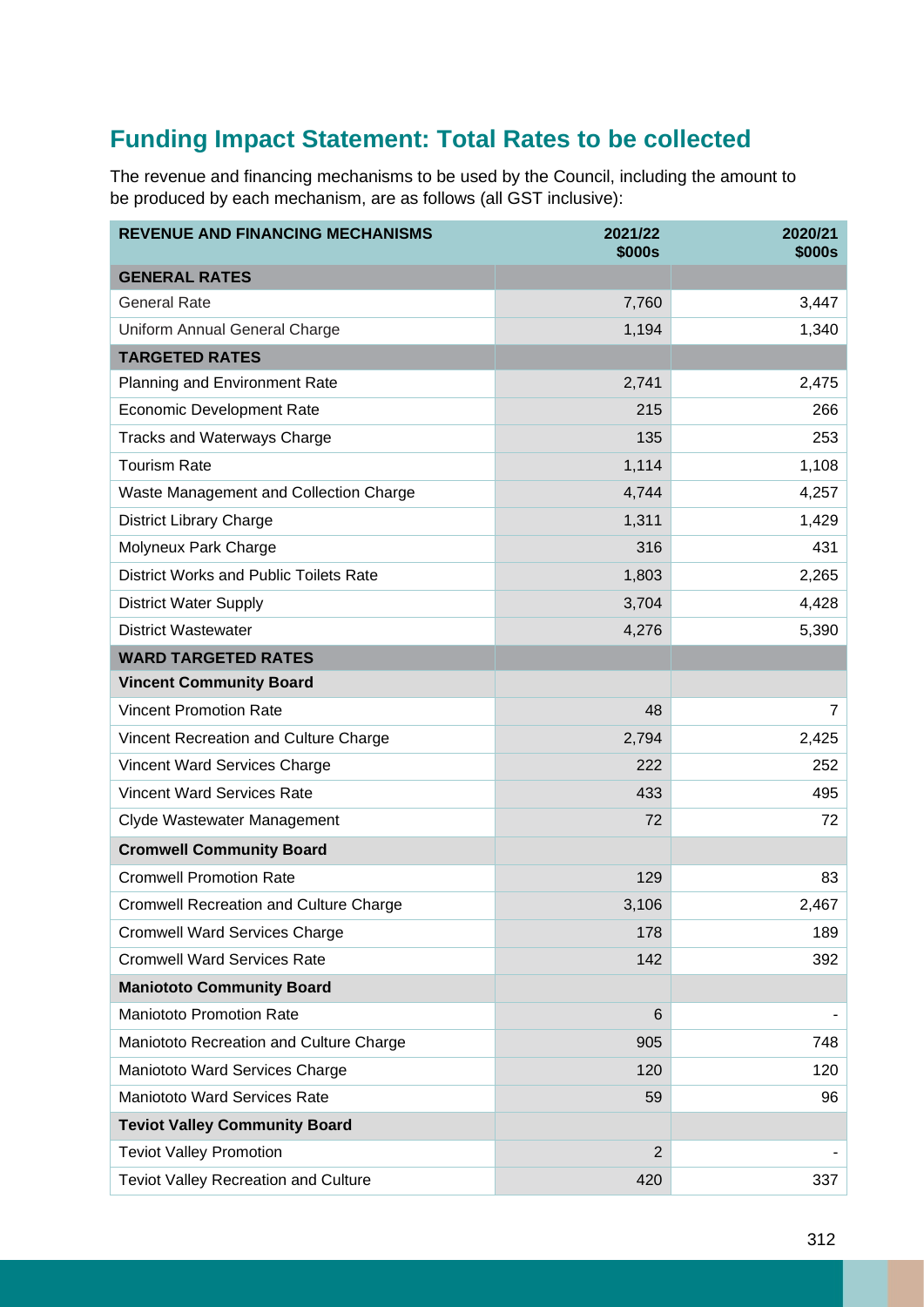## Funding Impact Statement: Total Rates to be collected

The revenue and financing mechanisms to be used by the Council, including the amount to be produced by each mechanism, are as follows (all GST inclusive):

| REVENUE AND FINANCING MECHANISMS | 2021/22 $000s | 2020/21 $000s |
|---|---|---|
| **GENERAL RATES** | | |
| General Rate | 7,760 | 3,447 |
| Uniform Annual General Charge | 1,194 | 1,340 |
| **TARGETED RATES** | | |
| Planning and Environment Rate | 2,741 | 2,475 |
| Economic Development Rate | 215 | 266 |
| Tracks and Waterways Charge | 135 | 253 |
| Tourism Rate | 1,114 | 1,108 |
| Waste Management and Collection Charge | 4,744 | 4,257 |
| District Library Charge | 1,311 | 1,429 |
| Molyneux Park Charge | 316 | 431 |
| District Works and Public Toilets Rate | 1,803 | 2,265 |
| District Water Supply | 3,704 | 4,428 |
| District Wastewater | 4,276 | 5,390 |
| **WARD TARGETED RATES** | | |
| **Vincent Community Board** | | |
| Vincent Promotion Rate | 48 | 7 |
| Vincent Recreation and Culture Charge | 2,794 | 2,425 |
| Vincent Ward Services Charge | 222 | 252 |
| Vincent Ward Services Rate | 433 | 495 |
| Clyde Wastewater Management | 72 | 72 |
| **Cromwell Community Board** | | |
| Cromwell Promotion Rate | 129 | 83 |
| Cromwell Recreation and Culture Charge | 3,106 | 2,467 |
| Cromwell Ward Services Charge | 178 | 189 |
| Cromwell Ward Services Rate | 142 | 392 |
| **Maniototo Community Board** | | |
| Maniototo Promotion Rate | 6 | - |
| Maniototo Recreation and Culture Charge | 905 | 748 |
| Maniototo Ward Services Charge | 120 | 120 |
| Maniototo Ward Services Rate | 59 | 96 |
| **Teviot Valley Community Board** | | |
| Teviot Valley Promotion | 2 | - |
| Teviot Valley Recreation and Culture | 420 | 337 |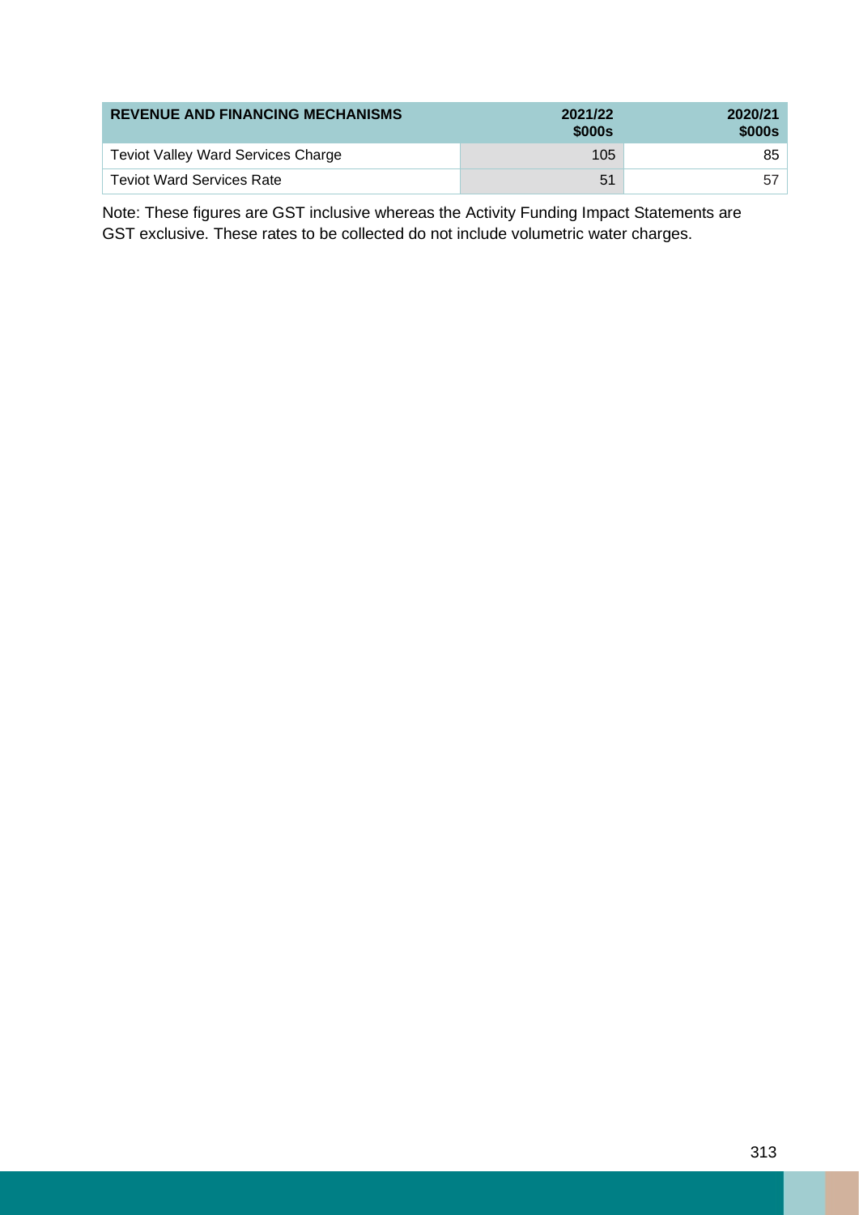| REVENUE AND FINANCING MECHANISMS | 2021/22 $000s | 2020/21 $000s |
|---|---|---|
| Teviot Valley Ward Services Charge | 105 | 85 |
| Teviot Ward Services Rate | 51 | 57 |

Note: These figures are GST inclusive whereas the Activity Funding Impact Statements are GST exclusive. These rates to be collected do not include volumetric water charges.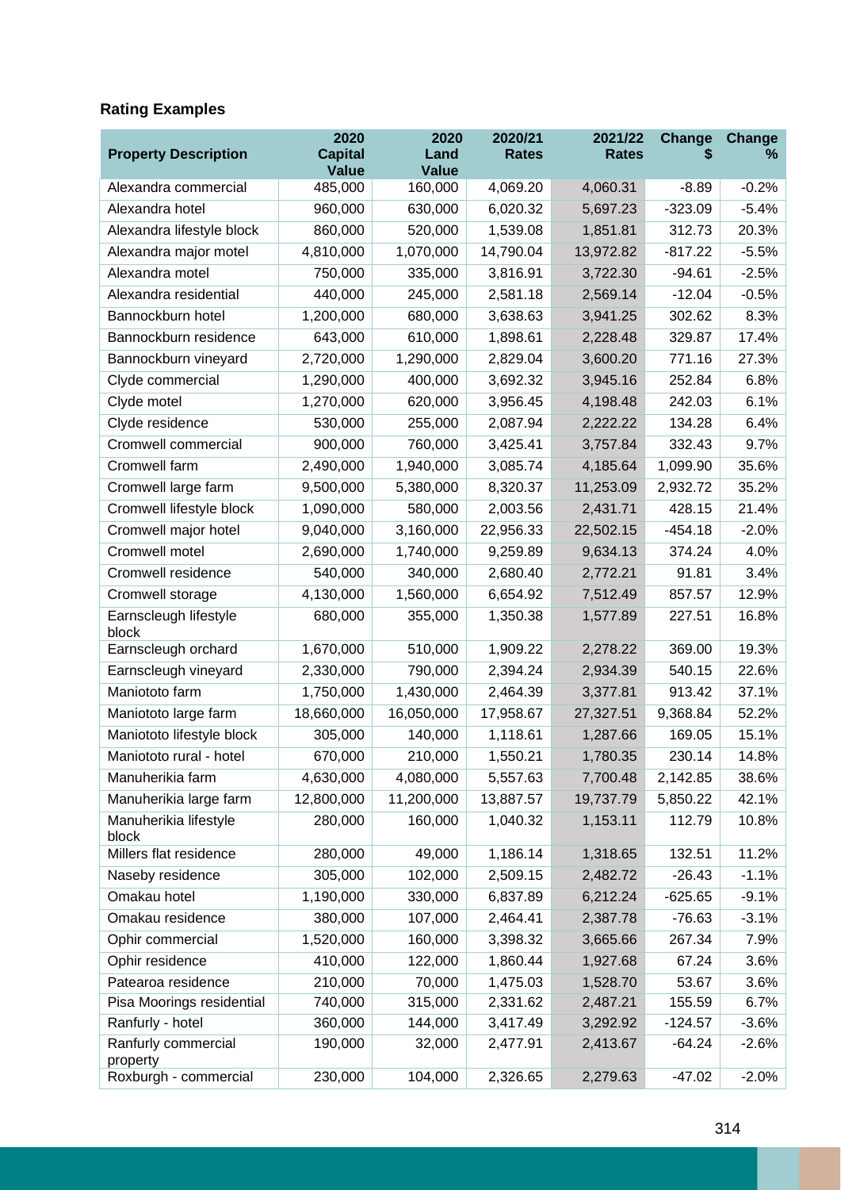## Rating Examples

| Property Description | 2020 Capital Value | 2020 Land Value | 2020/21 Rates | 2021/22 Rates | Change $ | Change % |
|---|---|---|---|---|---|---|
| Alexandra commercial | 485,000 | 160,000 | 4,069.20 | 4,060.31 | -8.89 | -0.2% |
| Alexandra hotel | 960,000 | 630,000 | 6,020.32 | 5,697.23 | -323.09 | -5.4% |
| Alexandra lifestyle block | 860,000 | 520,000 | 1,539.08 | 1,851.81 | 312.73 | 20.3% |
| Alexandra major motel | 4,810,000 | 1,070,000 | 14,790.04 | 13,972.82 | -817.22 | -5.5% |
| Alexandra motel | 750,000 | 335,000 | 3,816.91 | 3,722.30 | -94.61 | -2.5% |
| Alexandra residential | 440,000 | 245,000 | 2,581.18 | 2,569.14 | -12.04 | -0.5% |
| Bannockburn hotel | 1,200,000 | 680,000 | 3,638.63 | 3,941.25 | 302.62 | 8.3% |
| Bannockburn residence | 643,000 | 610,000 | 1,898.61 | 2,228.48 | 329.87 | 17.4% |
| Bannockburn vineyard | 2,720,000 | 1,290,000 | 2,829.04 | 3,600.20 | 771.16 | 27.3% |
| Clyde commercial | 1,290,000 | 400,000 | 3,692.32 | 3,945.16 | 252.84 | 6.8% |
| Clyde motel | 1,270,000 | 620,000 | 3,956.45 | 4,198.48 | 242.03 | 6.1% |
| Clyde residence | 530,000 | 255,000 | 2,087.94 | 2,222.22 | 134.28 | 6.4% |
| Cromwell commercial | 900,000 | 760,000 | 3,425.41 | 3,757.84 | 332.43 | 9.7% |
| Cromwell farm | 2,490,000 | 1,940,000 | 3,085.74 | 4,185.64 | 1,099.90 | 35.6% |
| Cromwell large farm | 9,500,000 | 5,380,000 | 8,320.37 | 11,253.09 | 2,932.72 | 35.2% |
| Cromwell lifestyle block | 1,090,000 | 580,000 | 2,003.56 | 2,431.71 | 428.15 | 21.4% |
| Cromwell major hotel | 9,040,000 | 3,160,000 | 22,956.33 | 22,502.15 | -454.18 | -2.0% |
| Cromwell motel | 2,690,000 | 1,740,000 | 9,259.89 | 9,634.13 | 374.24 | 4.0% |
| Cromwell residence | 540,000 | 340,000 | 2,680.40 | 2,772.21 | 91.81 | 3.4% |
| Cromwell storage | 4,130,000 | 1,560,000 | 6,654.92 | 7,512.49 | 857.57 | 12.9% |
| Earnscleugh lifestyle block | 680,000 | 355,000 | 1,350.38 | 1,577.89 | 227.51 | 16.8% |
| Earnscleugh orchard | 1,670,000 | 510,000 | 1,909.22 | 2,278.22 | 369.00 | 19.3% |
| Earnscleugh vineyard | 2,330,000 | 790,000 | 2,394.24 | 2,934.39 | 540.15 | 22.6% |
| Maniototo farm | 1,750,000 | 1,430,000 | 2,464.39 | 3,377.81 | 913.42 | 37.1% |
| Maniototo large farm | 18,660,000 | 16,050,000 | 17,958.67 | 27,327.51 | 9,368.84 | 52.2% |
| Maniototo lifestyle block | 305,000 | 140,000 | 1,118.61 | 1,287.66 | 169.05 | 15.1% |
| Maniototo rural - hotel | 670,000 | 210,000 | 1,550.21 | 1,780.35 | 230.14 | 14.8% |
| Manuherikia farm | 4,630,000 | 4,080,000 | 5,557.63 | 7,700.48 | 2,142.85 | 38.6% |
| Manuherikia large farm | 12,800,000 | 11,200,000 | 13,887.57 | 19,737.79 | 5,850.22 | 42.1% |
| Manuherikia lifestyle block | 280,000 | 160,000 | 1,040.32 | 1,153.11 | 112.79 | 10.8% |
| Millers flat residence | 280,000 | 49,000 | 1,186.14 | 1,318.65 | 132.51 | 11.2% |
| Naseby residence | 305,000 | 102,000 | 2,509.15 | 2,482.72 | -26.43 | -1.1% |
| Omakau hotel | 1,190,000 | 330,000 | 6,837.89 | 6,212.24 | -625.65 | -9.1% |
| Omakau residence | 380,000 | 107,000 | 2,464.41 | 2,387.78 | -76.63 | -3.1% |
| Ophir commercial | 1,520,000 | 160,000 | 3,398.32 | 3,665.66 | 267.34 | 7.9% |
| Ophir residence | 410,000 | 122,000 | 1,860.44 | 1,927.68 | 67.24 | 3.6% |
| Patearoa residence | 210,000 | 70,000 | 1,475.03 | 1,528.70 | 53.67 | 3.6% |
| Pisa Moorings residential | 740,000 | 315,000 | 2,331.62 | 2,487.21 | 155.59 | 6.7% |
| Ranfurly - hotel | 360,000 | 144,000 | 3,417.49 | 3,292.92 | -124.57 | -3.6% |
| Ranfurly commercial property | 190,000 | 32,000 | 2,477.91 | 2,413.67 | -64.24 | -2.6% |
| Roxburgh - commercial | 230,000 | 104,000 | 2,326.65 | 2,279.63 | -47.02 | -2.0% |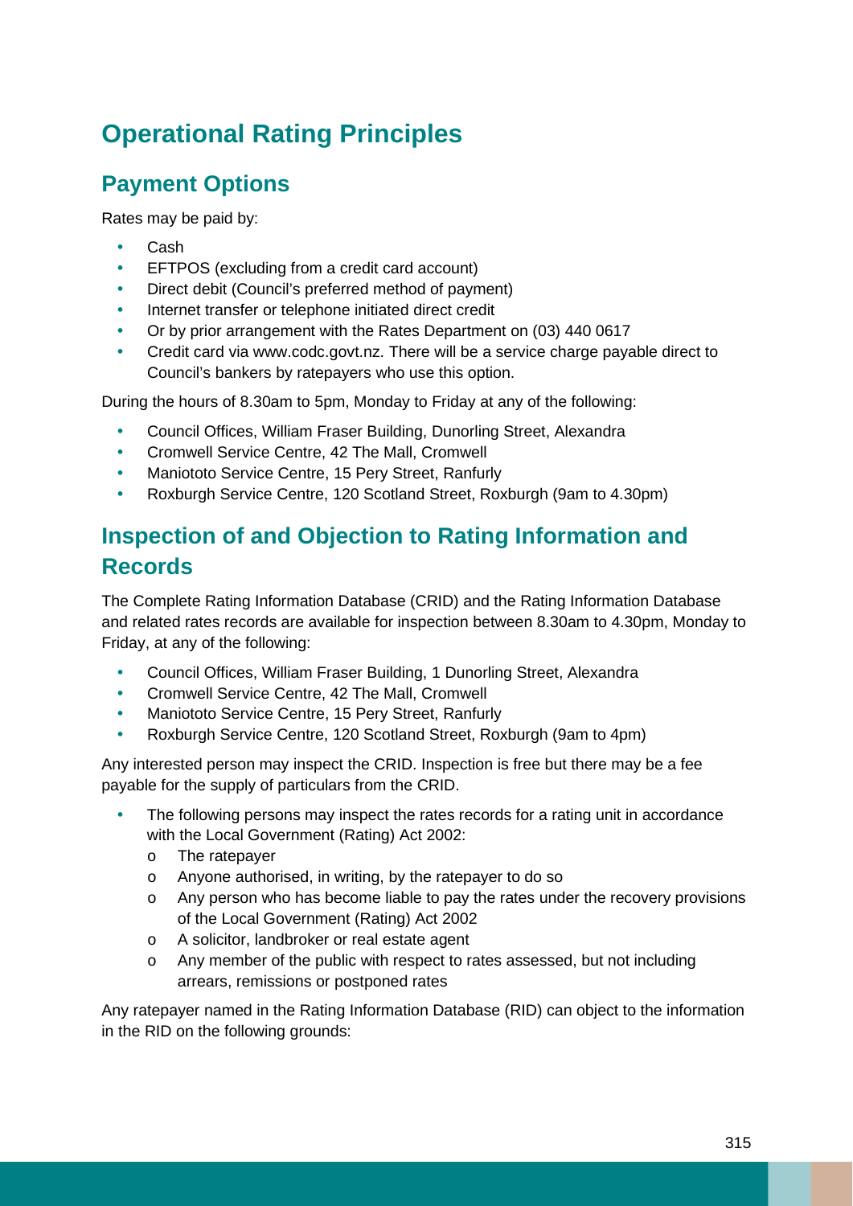# Operational Rating Principles

## Payment Options

Rates may be paid by:

- Cash
- EFTPOS (excluding from a credit card account)
- Direct debit (Council's preferred method of payment)
- Internet transfer or telephone initiated direct credit
- Or by prior arrangement with the Rates Department on (03) 440 0617
- Credit card via www.codc.govt.nz. There will be a service charge payable direct to Council's bankers by ratepayers who use this option.

During the hours of 8.30am to 5pm, Monday to Friday at any of the following:

- Council Offices, William Fraser Building, Dunorling Street, Alexandra
- Cromwell Service Centre, 42 The Mall, Cromwell
- Maniototo Service Centre, 15 Pery Street, Ranfurly
- Roxburgh Service Centre, 120 Scotland Street, Roxburgh (9am to 4.30pm)

## Inspection of and Objection to Rating Information and Records

The Complete Rating Information Database (CRID) and the Rating Information Database and related rates records are available for inspection between 8.30am to 4.30pm, Monday to Friday, at any of the following:

- Council Offices, William Fraser Building, 1 Dunorling Street, Alexandra
- Cromwell Service Centre, 42 The Mall, Cromwell
- Maniototo Service Centre, 15 Pery Street, Ranfurly
- Roxburgh Service Centre, 120 Scotland Street, Roxburgh (9am to 4pm)

Any interested person may inspect the CRID. Inspection is free but there may be a fee payable for the supply of particulars from the CRID.

- The following persons may inspect the rates records for a rating unit in accordance with the Local Government (Rating) Act 2002:
  - The ratepayer
  - Anyone authorised, in writing, by the ratepayer to do so
  - Any person who has become liable to pay the rates under the recovery provisions of the Local Government (Rating) Act 2002
  - A solicitor, landbroker or real estate agent
  - Any member of the public with respect to rates assessed, but not including arrears, remissions or postponed rates

Any ratepayer named in the Rating Information Database (RID) can object to the information in the RID on the following grounds: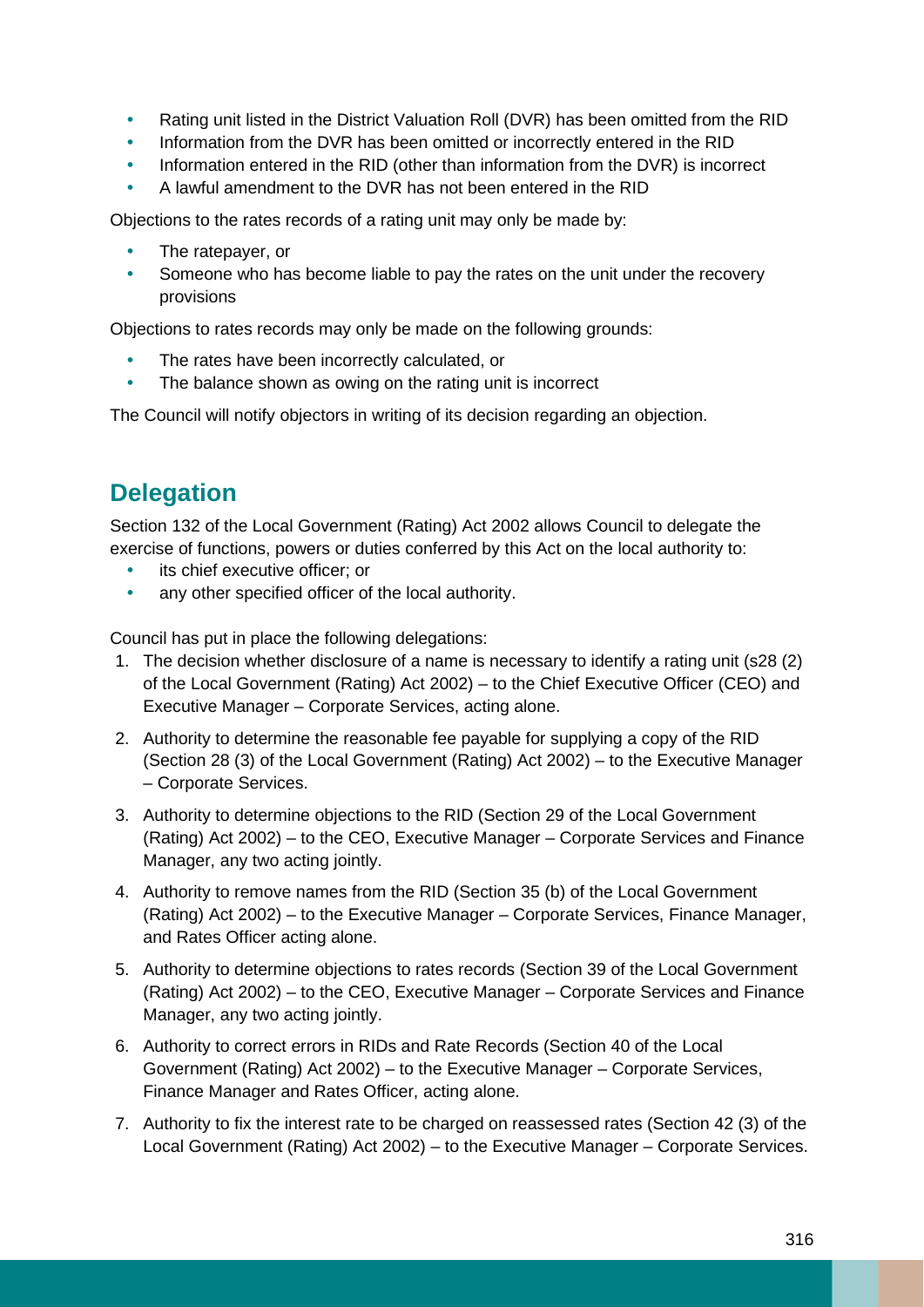- Rating unit listed in the District Valuation Roll (DVR) has been omitted from the RID
- Information from the DVR has been omitted or incorrectly entered in the RID
- Information entered in the RID (other than information from the DVR) is incorrect
- A lawful amendment to the DVR has not been entered in the RID

Objections to the rates records of a rating unit may only be made by:

- The ratepayer, or
- Someone who has become liable to pay the rates on the unit under the recovery provisions

Objections to rates records may only be made on the following grounds:

- The rates have been incorrectly calculated, or
- The balance shown as owing on the rating unit is incorrect

The Council will notify objectors in writing of its decision regarding an objection.

## Delegation

Section 132 of the Local Government (Rating) Act 2002 allows Council to delegate the exercise of functions, powers or duties conferred by this Act on the local authority to:

- its chief executive officer; or
- any other specified officer of the local authority.

Council has put in place the following delegations:

1. The decision whether disclosure of a name is necessary to identify a rating unit (s28 (2) of the Local Government (Rating) Act 2002) – to the Chief Executive Officer (CEO) and Executive Manager – Corporate Services, acting alone.
2. Authority to determine the reasonable fee payable for supplying a copy of the RID (Section 28 (3) of the Local Government (Rating) Act 2002) – to the Executive Manager – Corporate Services.
3. Authority to determine objections to the RID (Section 29 of the Local Government (Rating) Act 2002) – to the CEO, Executive Manager – Corporate Services and Finance Manager, any two acting jointly.
4. Authority to remove names from the RID (Section 35 (b) of the Local Government (Rating) Act 2002) – to the Executive Manager – Corporate Services, Finance Manager, and Rates Officer acting alone.
5. Authority to determine objections to rates records (Section 39 of the Local Government (Rating) Act 2002) – to the CEO, Executive Manager – Corporate Services and Finance Manager, any two acting jointly.
6. Authority to correct errors in RIDs and Rate Records (Section 40 of the Local Government (Rating) Act 2002) – to the Executive Manager – Corporate Services, Finance Manager and Rates Officer, acting alone.
7. Authority to fix the interest rate to be charged on reassessed rates (Section 42 (3) of the Local Government (Rating) Act 2002) – to the Executive Manager – Corporate Services.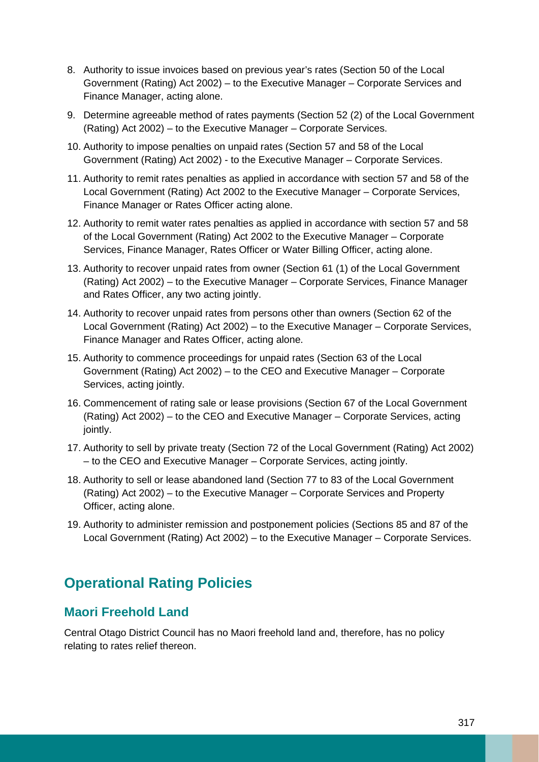8. Authority to issue invoices based on previous year's rates (Section 50 of the Local Government (Rating) Act 2002) – to the Executive Manager – Corporate Services and Finance Manager, acting alone.
9. Determine agreeable method of rates payments (Section 52 (2) of the Local Government (Rating) Act 2002) – to the Executive Manager – Corporate Services.
10. Authority to impose penalties on unpaid rates (Section 57 and 58 of the Local Government (Rating) Act 2002) - to the Executive Manager – Corporate Services.
11. Authority to remit rates penalties as applied in accordance with section 57 and 58 of the Local Government (Rating) Act 2002 to the Executive Manager – Corporate Services, Finance Manager or Rates Officer acting alone.
12. Authority to remit water rates penalties as applied in accordance with section 57 and 58 of the Local Government (Rating) Act 2002 to the Executive Manager – Corporate Services, Finance Manager, Rates Officer or Water Billing Officer, acting alone.
13. Authority to recover unpaid rates from owner (Section 61 (1) of the Local Government (Rating) Act 2002) – to the Executive Manager – Corporate Services, Finance Manager and Rates Officer, any two acting jointly.
14. Authority to recover unpaid rates from persons other than owners (Section 62 of the Local Government (Rating) Act 2002) – to the Executive Manager – Corporate Services, Finance Manager and Rates Officer, acting alone.
15. Authority to commence proceedings for unpaid rates (Section 63 of the Local Government (Rating) Act 2002) – to the CEO and Executive Manager – Corporate Services, acting jointly.
16. Commencement of rating sale or lease provisions (Section 67 of the Local Government (Rating) Act 2002) – to the CEO and Executive Manager – Corporate Services, acting jointly.
17. Authority to sell by private treaty (Section 72 of the Local Government (Rating) Act 2002) – to the CEO and Executive Manager – Corporate Services, acting jointly.
18. Authority to sell or lease abandoned land (Section 77 to 83 of the Local Government (Rating) Act 2002) – to the Executive Manager – Corporate Services and Property Officer, acting alone.
19. Authority to administer remission and postponement policies (Sections 85 and 87 of the Local Government (Rating) Act 2002) – to the Executive Manager – Corporate Services.

## Operational Rating Policies

### Maori Freehold Land

Central Otago District Council has no Maori freehold land and, therefore, has no policy relating to rates relief thereon.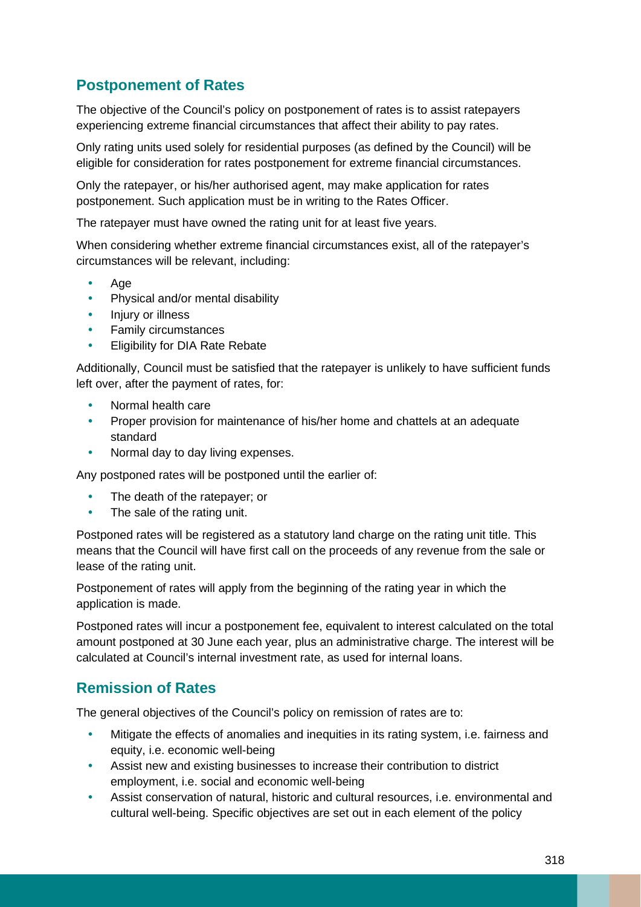## Postponement of Rates

The objective of the Council's policy on postponement of rates is to assist ratepayers experiencing extreme financial circumstances that affect their ability to pay rates.

Only rating units used solely for residential purposes (as defined by the Council) will be eligible for consideration for rates postponement for extreme financial circumstances.

Only the ratepayer, or his/her authorised agent, may make application for rates postponement. Such application must be in writing to the Rates Officer.

The ratepayer must have owned the rating unit for at least five years.

When considering whether extreme financial circumstances exist, all of the ratepayer's circumstances will be relevant, including:

- Age
- Physical and/or mental disability
- Injury or illness
- Family circumstances
- Eligibility for DIA Rate Rebate

Additionally, Council must be satisfied that the ratepayer is unlikely to have sufficient funds left over, after the payment of rates, for:

- Normal health care
- Proper provision for maintenance of his/her home and chattels at an adequate standard
- Normal day to day living expenses.

Any postponed rates will be postponed until the earlier of:

- The death of the ratepayer; or
- The sale of the rating unit.

Postponed rates will be registered as a statutory land charge on the rating unit title. This means that the Council will have first call on the proceeds of any revenue from the sale or lease of the rating unit.

Postponement of rates will apply from the beginning of the rating year in which the application is made.

Postponed rates will incur a postponement fee, equivalent to interest calculated on the total amount postponed at 30 June each year, plus an administrative charge. The interest will be calculated at Council's internal investment rate, as used for internal loans.

## Remission of Rates

The general objectives of the Council's policy on remission of rates are to:

- Mitigate the effects of anomalies and inequities in its rating system, i.e. fairness and equity, i.e. economic well-being
- Assist new and existing businesses to increase their contribution to district employment, i.e. social and economic well-being
- Assist conservation of natural, historic and cultural resources, i.e. environmental and cultural well-being. Specific objectives are set out in each element of the policy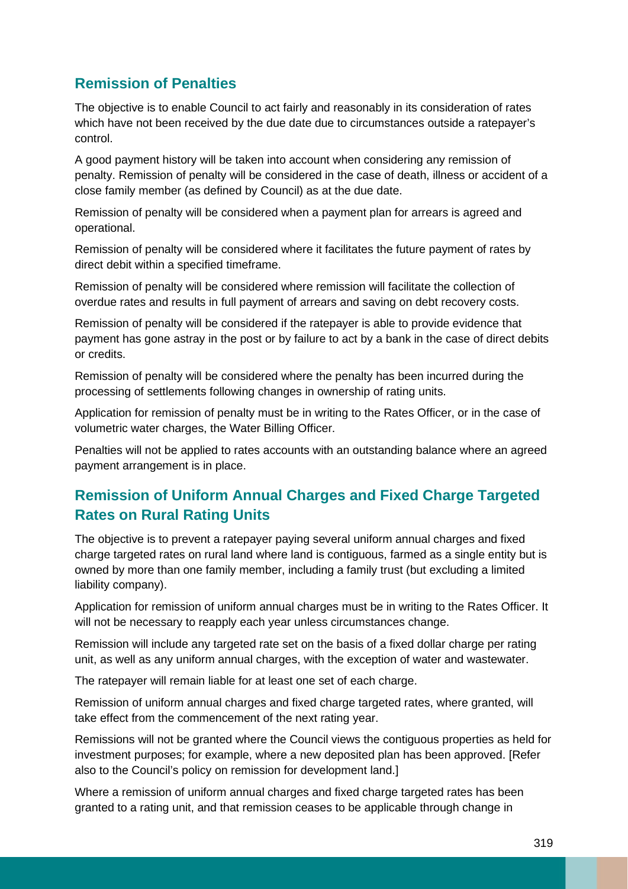## Remission of Penalties

The objective is to enable Council to act fairly and reasonably in its consideration of rates which have not been received by the due date due to circumstances outside a ratepayer's control.

A good payment history will be taken into account when considering any remission of penalty. Remission of penalty will be considered in the case of death, illness or accident of a close family member (as defined by Council) as at the due date.

Remission of penalty will be considered when a payment plan for arrears is agreed and operational.

Remission of penalty will be considered where it facilitates the future payment of rates by direct debit within a specified timeframe.

Remission of penalty will be considered where remission will facilitate the collection of overdue rates and results in full payment of arrears and saving on debt recovery costs.

Remission of penalty will be considered if the ratepayer is able to provide evidence that payment has gone astray in the post or by failure to act by a bank in the case of direct debits or credits.

Remission of penalty will be considered where the penalty has been incurred during the processing of settlements following changes in ownership of rating units.

Application for remission of penalty must be in writing to the Rates Officer, or in the case of volumetric water charges, the Water Billing Officer.

Penalties will not be applied to rates accounts with an outstanding balance where an agreed payment arrangement is in place.

## Remission of Uniform Annual Charges and Fixed Charge Targeted Rates on Rural Rating Units

The objective is to prevent a ratepayer paying several uniform annual charges and fixed charge targeted rates on rural land where land is contiguous, farmed as a single entity but is owned by more than one family member, including a family trust (but excluding a limited liability company).

Application for remission of uniform annual charges must be in writing to the Rates Officer. It will not be necessary to reapply each year unless circumstances change.

Remission will include any targeted rate set on the basis of a fixed dollar charge per rating unit, as well as any uniform annual charges, with the exception of water and wastewater.

The ratepayer will remain liable for at least one set of each charge.

Remission of uniform annual charges and fixed charge targeted rates, where granted, will take effect from the commencement of the next rating year.

Remissions will not be granted where the Council views the contiguous properties as held for investment purposes; for example, where a new deposited plan has been approved. [Refer also to the Council's policy on remission for development land.]

Where a remission of uniform annual charges and fixed charge targeted rates has been granted to a rating unit, and that remission ceases to be applicable through change in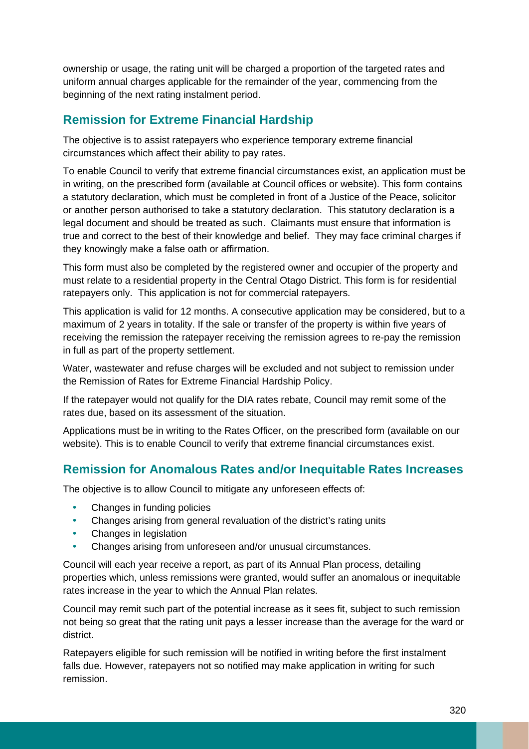ownership or usage, the rating unit will be charged a proportion of the targeted rates and uniform annual charges applicable for the remainder of the year, commencing from the beginning of the next rating instalment period.

## Remission for Extreme Financial Hardship

The objective is to assist ratepayers who experience temporary extreme financial circumstances which affect their ability to pay rates.

To enable Council to verify that extreme financial circumstances exist, an application must be in writing, on the prescribed form (available at Council offices or website). This form contains a statutory declaration, which must be completed in front of a Justice of the Peace, solicitor or another person authorised to take a statutory declaration. This statutory declaration is a legal document and should be treated as such. Claimants must ensure that information is true and correct to the best of their knowledge and belief. They may face criminal charges if they knowingly make a false oath or affirmation.

This form must also be completed by the registered owner and occupier of the property and must relate to a residential property in the Central Otago District. This form is for residential ratepayers only. This application is not for commercial ratepayers.

This application is valid for 12 months. A consecutive application may be considered, but to a maximum of 2 years in totality. If the sale or transfer of the property is within five years of receiving the remission the ratepayer receiving the remission agrees to re-pay the remission in full as part of the property settlement.

Water, wastewater and refuse charges will be excluded and not subject to remission under the Remission of Rates for Extreme Financial Hardship Policy.

If the ratepayer would not qualify for the DIA rates rebate, Council may remit some of the rates due, based on its assessment of the situation.

Applications must be in writing to the Rates Officer, on the prescribed form (available on our website). This is to enable Council to verify that extreme financial circumstances exist.

## Remission for Anomalous Rates and/or Inequitable Rates Increases

The objective is to allow Council to mitigate any unforeseen effects of:

- Changes in funding policies
- Changes arising from general revaluation of the district's rating units
- Changes in legislation
- Changes arising from unforeseen and/or unusual circumstances.

Council will each year receive a report, as part of its Annual Plan process, detailing properties which, unless remissions were granted, would suffer an anomalous or inequitable rates increase in the year to which the Annual Plan relates.

Council may remit such part of the potential increase as it sees fit, subject to such remission not being so great that the rating unit pays a lesser increase than the average for the ward or district.

Ratepayers eligible for such remission will be notified in writing before the first instalment falls due. However, ratepayers not so notified may make application in writing for such remission.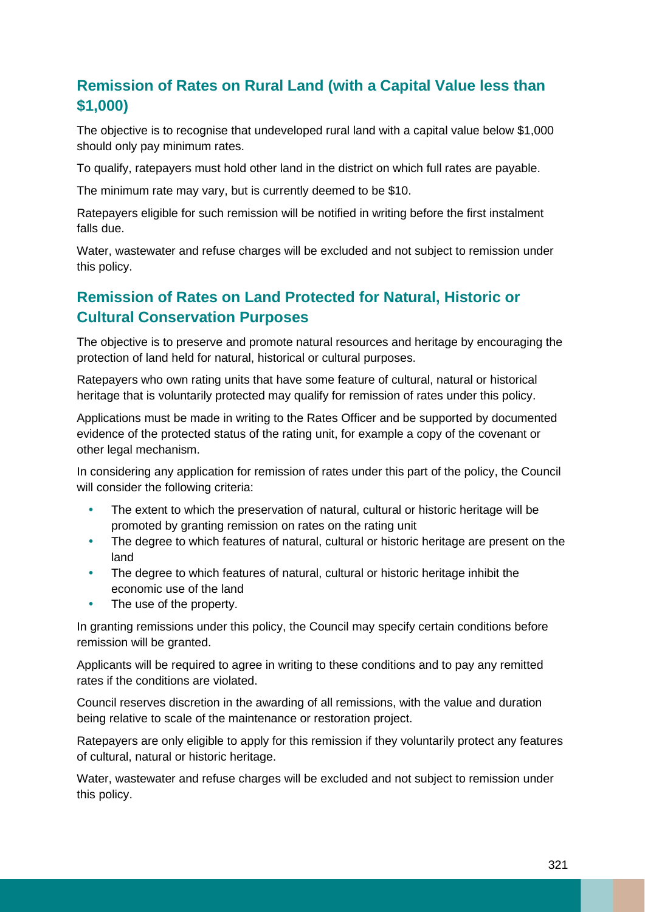## Remission of Rates on Rural Land (with a Capital Value less than $1,000)

The objective is to recognise that undeveloped rural land with a capital value below $1,000 should only pay minimum rates.

To qualify, ratepayers must hold other land in the district on which full rates are payable.

The minimum rate may vary, but is currently deemed to be $10.

Ratepayers eligible for such remission will be notified in writing before the first instalment falls due.

Water, wastewater and refuse charges will be excluded and not subject to remission under this policy.

## Remission of Rates on Land Protected for Natural, Historic or Cultural Conservation Purposes

The objective is to preserve and promote natural resources and heritage by encouraging the protection of land held for natural, historical or cultural purposes.

Ratepayers who own rating units that have some feature of cultural, natural or historical heritage that is voluntarily protected may qualify for remission of rates under this policy.

Applications must be made in writing to the Rates Officer and be supported by documented evidence of the protected status of the rating unit, for example a copy of the covenant or other legal mechanism.

In considering any application for remission of rates under this part of the policy, the Council will consider the following criteria:

- The extent to which the preservation of natural, cultural or historic heritage will be promoted by granting remission on rates on the rating unit
- The degree to which features of natural, cultural or historic heritage are present on the land
- The degree to which features of natural, cultural or historic heritage inhibit the economic use of the land
- The use of the property.

In granting remissions under this policy, the Council may specify certain conditions before remission will be granted.

Applicants will be required to agree in writing to these conditions and to pay any remitted rates if the conditions are violated.

Council reserves discretion in the awarding of all remissions, with the value and duration being relative to scale of the maintenance or restoration project.

Ratepayers are only eligible to apply for this remission if they voluntarily protect any features of cultural, natural or historic heritage.

Water, wastewater and refuse charges will be excluded and not subject to remission under this policy.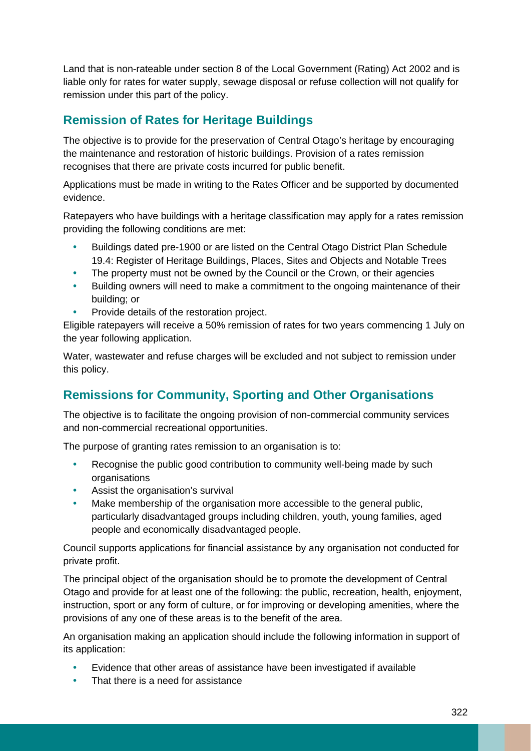Land that is non-rateable under section 8 of the Local Government (Rating) Act 2002 and is liable only for rates for water supply, sewage disposal or refuse collection will not qualify for remission under this part of the policy.

## Remission of Rates for Heritage Buildings

The objective is to provide for the preservation of Central Otago's heritage by encouraging the maintenance and restoration of historic buildings. Provision of a rates remission recognises that there are private costs incurred for public benefit.

Applications must be made in writing to the Rates Officer and be supported by documented evidence.

Ratepayers who have buildings with a heritage classification may apply for a rates remission providing the following conditions are met:

- Buildings dated pre-1900 or are listed on the Central Otago District Plan Schedule 19.4: Register of Heritage Buildings, Places, Sites and Objects and Notable Trees
- The property must not be owned by the Council or the Crown, or their agencies
- Building owners will need to make a commitment to the ongoing maintenance of their building; or
- Provide details of the restoration project.

Eligible ratepayers will receive a 50% remission of rates for two years commencing 1 July on the year following application.

Water, wastewater and refuse charges will be excluded and not subject to remission under this policy.

## Remissions for Community, Sporting and Other Organisations

The objective is to facilitate the ongoing provision of non-commercial community services and non-commercial recreational opportunities.

The purpose of granting rates remission to an organisation is to:

- Recognise the public good contribution to community well-being made by such organisations
- Assist the organisation's survival
- Make membership of the organisation more accessible to the general public, particularly disadvantaged groups including children, youth, young families, aged people and economically disadvantaged people.

Council supports applications for financial assistance by any organisation not conducted for private profit.

The principal object of the organisation should be to promote the development of Central Otago and provide for at least one of the following: the public, recreation, health, enjoyment, instruction, sport or any form of culture, or for improving or developing amenities, where the provisions of any one of these areas is to the benefit of the area.

An organisation making an application should include the following information in support of its application:

- Evidence that other areas of assistance have been investigated if available
- That there is a need for assistance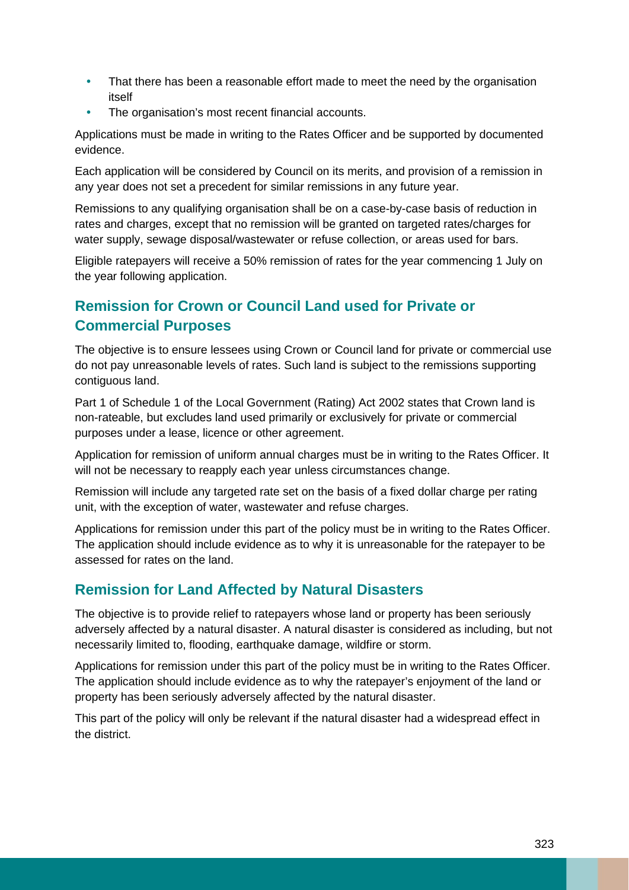- That there has been a reasonable effort made to meet the need by the organisation itself
- The organisation's most recent financial accounts.

Applications must be made in writing to the Rates Officer and be supported by documented evidence.

Each application will be considered by Council on its merits, and provision of a remission in any year does not set a precedent for similar remissions in any future year.

Remissions to any qualifying organisation shall be on a case-by-case basis of reduction in rates and charges, except that no remission will be granted on targeted rates/charges for water supply, sewage disposal/wastewater or refuse collection, or areas used for bars.

Eligible ratepayers will receive a 50% remission of rates for the year commencing 1 July on the year following application.

## Remission for Crown or Council Land used for Private or Commercial Purposes

The objective is to ensure lessees using Crown or Council land for private or commercial use do not pay unreasonable levels of rates. Such land is subject to the remissions supporting contiguous land.

Part 1 of Schedule 1 of the Local Government (Rating) Act 2002 states that Crown land is non-rateable, but excludes land used primarily or exclusively for private or commercial purposes under a lease, licence or other agreement.

Application for remission of uniform annual charges must be in writing to the Rates Officer. It will not be necessary to reapply each year unless circumstances change.

Remission will include any targeted rate set on the basis of a fixed dollar charge per rating unit, with the exception of water, wastewater and refuse charges.

Applications for remission under this part of the policy must be in writing to the Rates Officer. The application should include evidence as to why it is unreasonable for the ratepayer to be assessed for rates on the land.

## Remission for Land Affected by Natural Disasters

The objective is to provide relief to ratepayers whose land or property has been seriously adversely affected by a natural disaster. A natural disaster is considered as including, but not necessarily limited to, flooding, earthquake damage, wildfire or storm.

Applications for remission under this part of the policy must be in writing to the Rates Officer. The application should include evidence as to why the ratepayer's enjoyment of the land or property has been seriously adversely affected by the natural disaster.

This part of the policy will only be relevant if the natural disaster had a widespread effect in the district.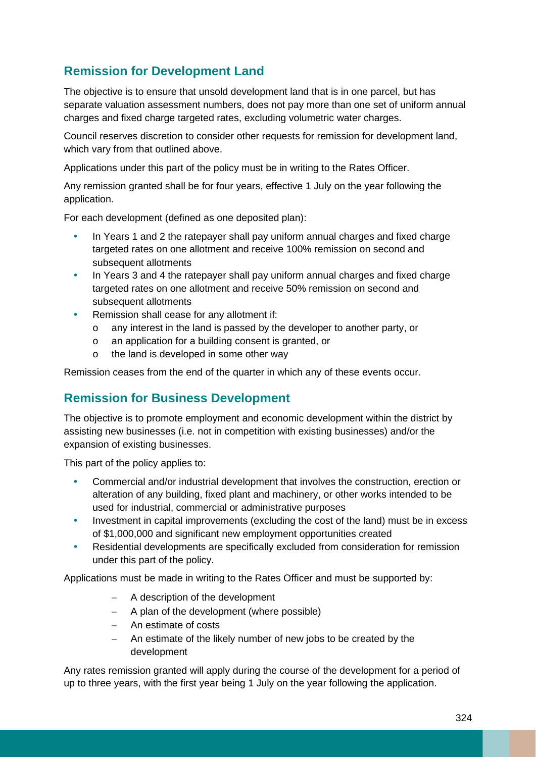## Remission for Development Land

The objective is to ensure that unsold development land that is in one parcel, but has separate valuation assessment numbers, does not pay more than one set of uniform annual charges and fixed charge targeted rates, excluding volumetric water charges.

Council reserves discretion to consider other requests for remission for development land, which vary from that outlined above.

Applications under this part of the policy must be in writing to the Rates Officer.

Any remission granted shall be for four years, effective 1 July on the year following the application.

For each development (defined as one deposited plan):

- In Years 1 and 2 the ratepayer shall pay uniform annual charges and fixed charge targeted rates on one allotment and receive 100% remission on second and subsequent allotments
- In Years 3 and 4 the ratepayer shall pay uniform annual charges and fixed charge targeted rates on one allotment and receive 50% remission on second and subsequent allotments
- Remission shall cease for any allotment if:
  - any interest in the land is passed by the developer to another party, or
  - an application for a building consent is granted, or
  - the land is developed in some other way

Remission ceases from the end of the quarter in which any of these events occur.

## Remission for Business Development

The objective is to promote employment and economic development within the district by assisting new businesses (i.e. not in competition with existing businesses) and/or the expansion of existing businesses.

This part of the policy applies to:

- Commercial and/or industrial development that involves the construction, erection or alteration of any building, fixed plant and machinery, or other works intended to be used for industrial, commercial or administrative purposes
- Investment in capital improvements (excluding the cost of the land) must be in excess of $1,000,000 and significant new employment opportunities created
- Residential developments are specifically excluded from consideration for remission under this part of the policy.

Applications must be made in writing to the Rates Officer and must be supported by:

- A description of the development
- A plan of the development (where possible)
- An estimate of costs
- An estimate of the likely number of new jobs to be created by the development

Any rates remission granted will apply during the course of the development for a period of up to three years, with the first year being 1 July on the year following the application.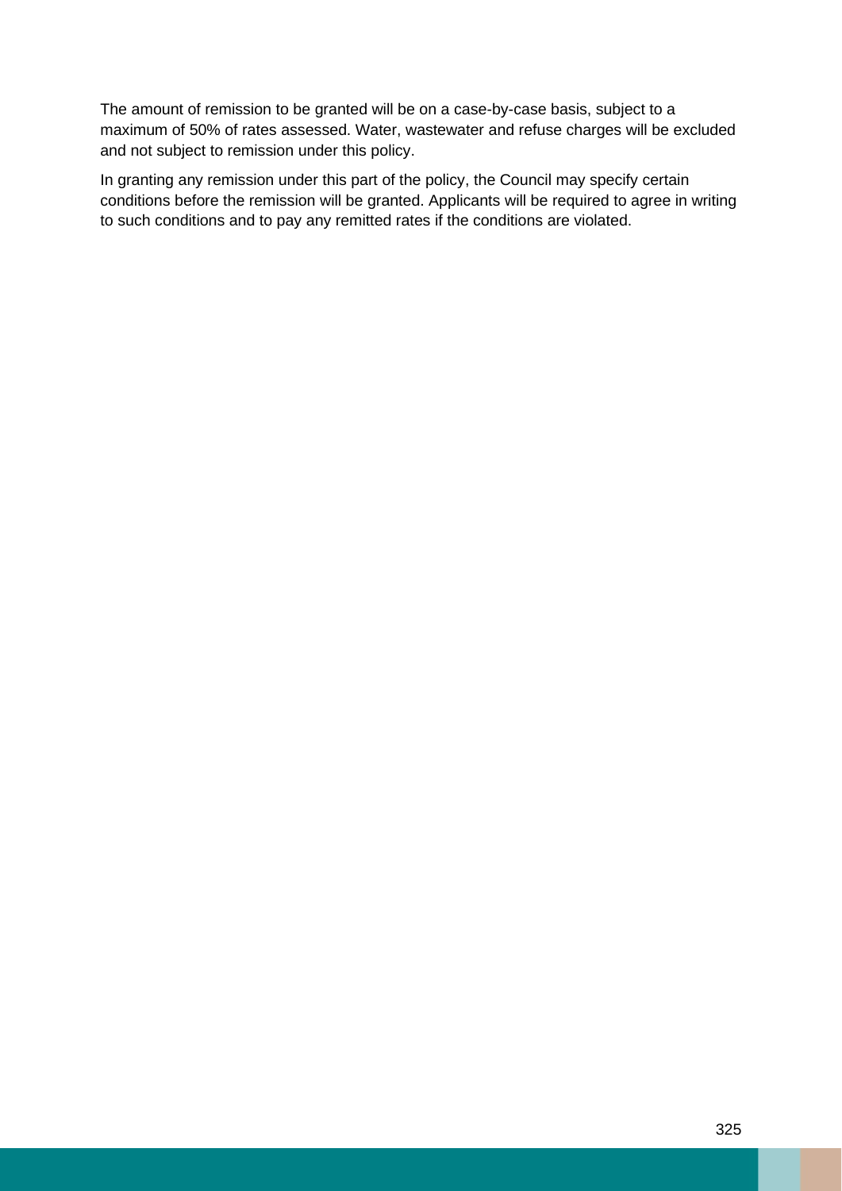The amount of remission to be granted will be on a case-by-case basis, subject to a maximum of 50% of rates assessed. Water, wastewater and refuse charges will be excluded and not subject to remission under this policy.

In granting any remission under this part of the policy, the Council may specify certain conditions before the remission will be granted. Applicants will be required to agree in writing to such conditions and to pay any remitted rates if the conditions are violated.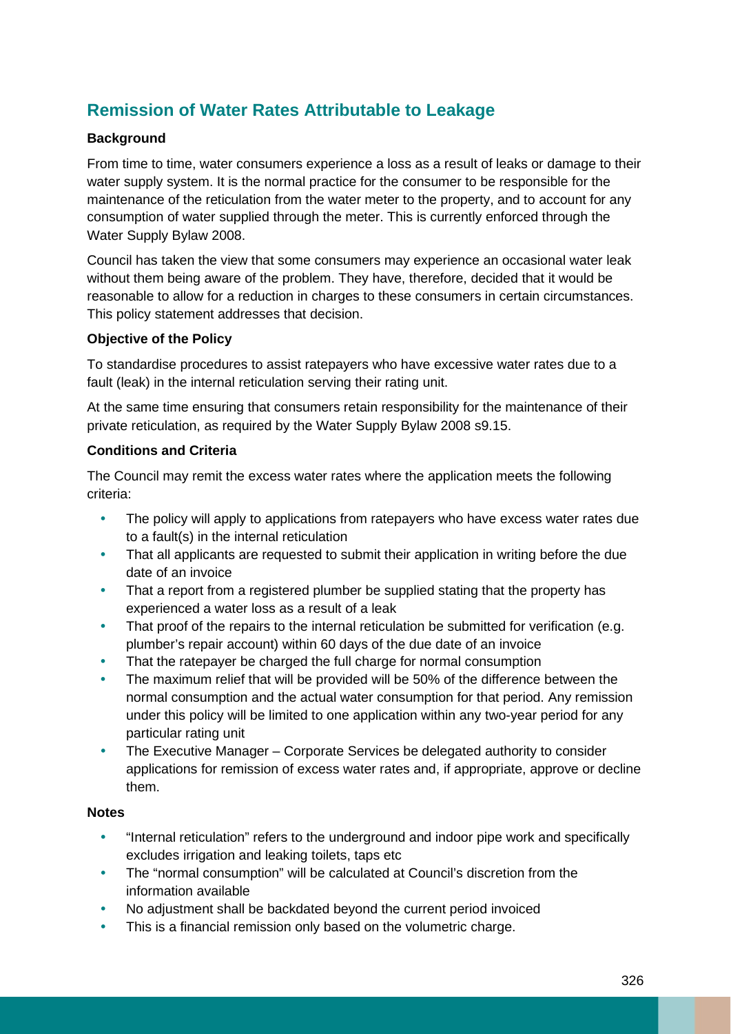## Remission of Water Rates Attributable to Leakage

### Background

From time to time, water consumers experience a loss as a result of leaks or damage to their water supply system. It is the normal practice for the consumer to be responsible for the maintenance of the reticulation from the water meter to the property, and to account for any consumption of water supplied through the meter. This is currently enforced through the Water Supply Bylaw 2008.

Council has taken the view that some consumers may experience an occasional water leak without them being aware of the problem. They have, therefore, decided that it would be reasonable to allow for a reduction in charges to these consumers in certain circumstances. This policy statement addresses that decision.

### Objective of the Policy

To standardise procedures to assist ratepayers who have excessive water rates due to a fault (leak) in the internal reticulation serving their rating unit.

At the same time ensuring that consumers retain responsibility for the maintenance of their private reticulation, as required by the Water Supply Bylaw 2008 s9.15.

### Conditions and Criteria

The Council may remit the excess water rates where the application meets the following criteria:

- The policy will apply to applications from ratepayers who have excess water rates due to a fault(s) in the internal reticulation
- That all applicants are requested to submit their application in writing before the due date of an invoice
- That a report from a registered plumber be supplied stating that the property has experienced a water loss as a result of a leak
- That proof of the repairs to the internal reticulation be submitted for verification (e.g. plumber's repair account) within 60 days of the due date of an invoice
- That the ratepayer be charged the full charge for normal consumption
- The maximum relief that will be provided will be 50% of the difference between the normal consumption and the actual water consumption for that period. Any remission under this policy will be limited to one application within any two-year period for any particular rating unit
- The Executive Manager – Corporate Services be delegated authority to consider applications for remission of excess water rates and, if appropriate, approve or decline them.

### Notes

- "Internal reticulation" refers to the underground and indoor pipe work and specifically excludes irrigation and leaking toilets, taps etc
- The "normal consumption" will be calculated at Council's discretion from the information available
- No adjustment shall be backdated beyond the current period invoiced
- This is a financial remission only based on the volumetric charge.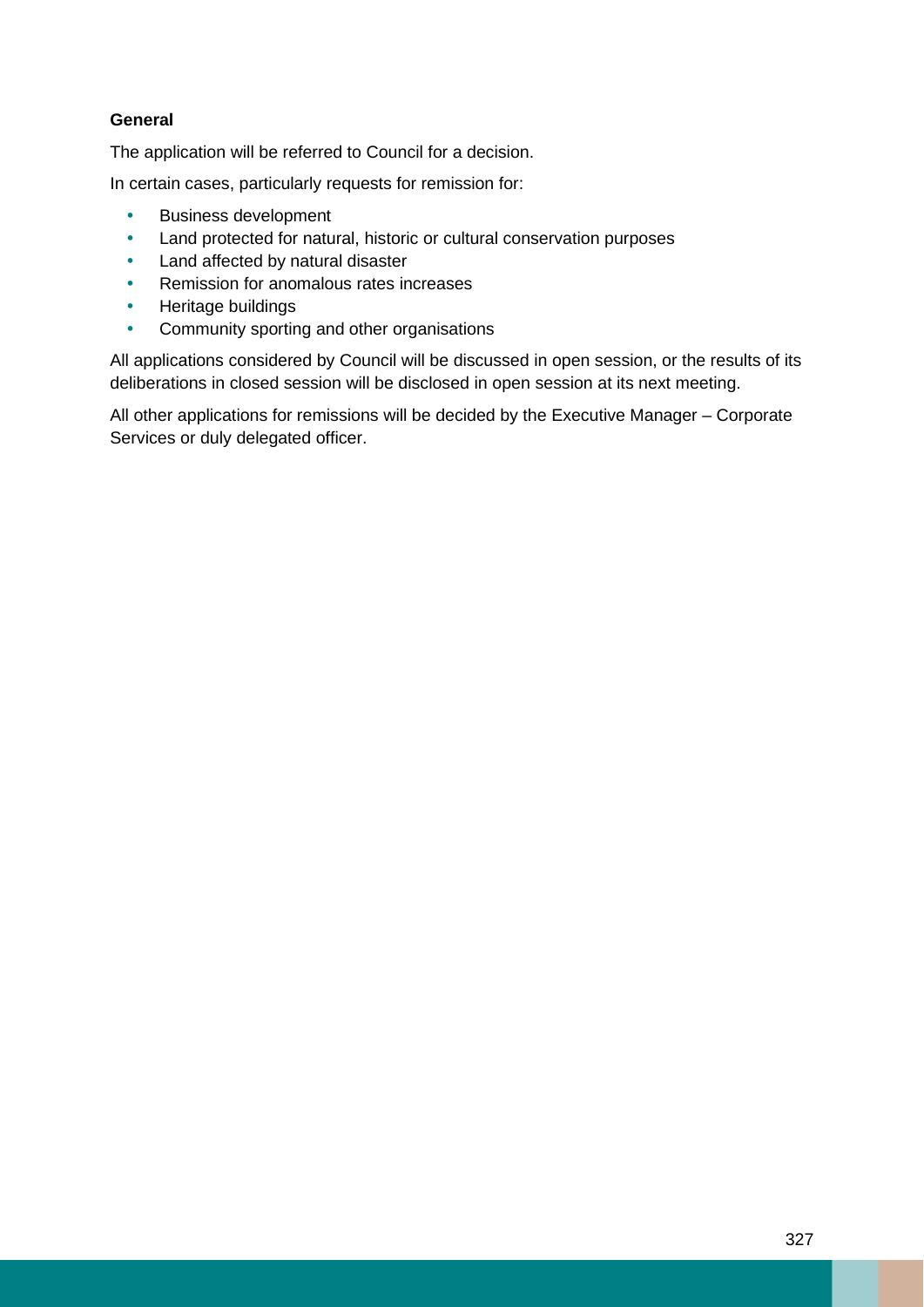**General**

The application will be referred to Council for a decision.

In certain cases, particularly requests for remission for:

- Business development
- Land protected for natural, historic or cultural conservation purposes
- Land affected by natural disaster
- Remission for anomalous rates increases
- Heritage buildings
- Community sporting and other organisations

All applications considered by Council will be discussed in open session, or the results of its deliberations in closed session will be disclosed in open session at its next meeting.

All other applications for remissions will be decided by the Executive Manager – Corporate Services or duly delegated officer.